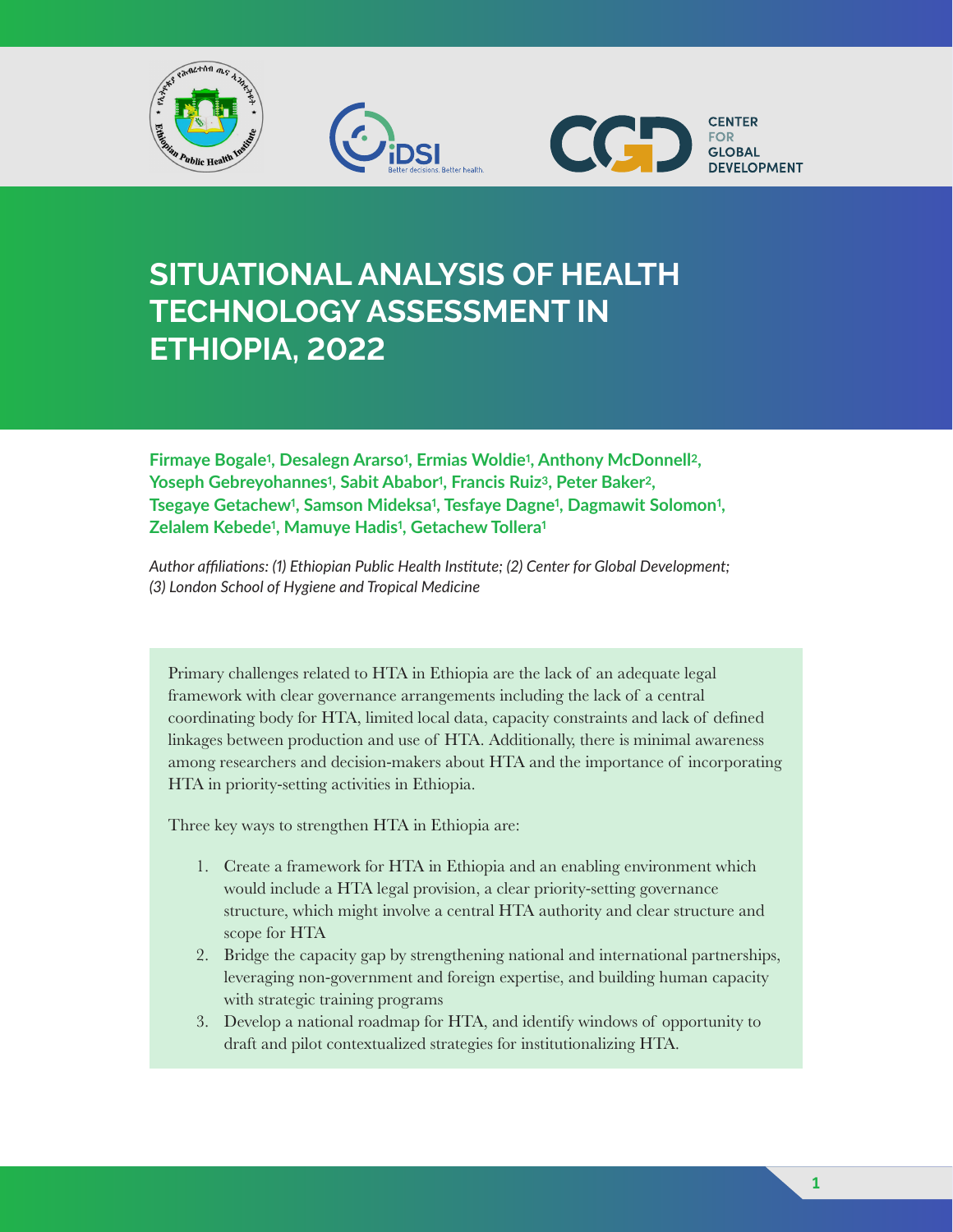# SITUATIONAL ANALYSIS OF HEALTH TECHNOLOGY ASSESSMENT IN ETHIOPIA, 2022

**Firmaye Bogale[1], Desalegn Ararso[1], Ermias Woldie[1], Anthony McDonnell[2], Yoseph Gebreyohannes[1], Sabit Ababor[1], Francis Ruiz[3], Peter Baker[2], Tsegaye Getachew[1], Samson Mideksa[1], Tesfaye Dagne[1], Dagmawit Solomon[1], Zelalem Kebede[1], Mamuye Hadis[1], Getachew Tollera[1]**

*Author affiliations: (1) Ethiopian Public Health Institute; (2) Center for Global Development; (3) London School of Hygiene and Tropical Medicine*

Primary challenges related to HTA in Ethiopia are the lack of an adequate legal framework with clear governance arrangements including the lack of a central coordinating body for HTA, limited local data, capacity constraints and lack of defined linkages between production and use of HTA. Additionally, there is minimal awareness among researchers and decision-makers about HTA and the importance of incorporating HTA in priority-setting activities in Ethiopia.

Three key ways to strengthen HTA in Ethiopia are:

1. Create a framework for HTA in Ethiopia and an enabling environment which would include a HTA legal provision, a clear priority-setting governance structure, which might involve a central HTA authority and clear structure and scope for HTA
2. Bridge the capacity gap by strengthening national and international partnerships, leveraging non-government and foreign expertise, and building human capacity with strategic training programs
3. Develop a national roadmap for HTA, and identify windows of opportunity to draft and pilot contextualized strategies for institutionalizing HTA.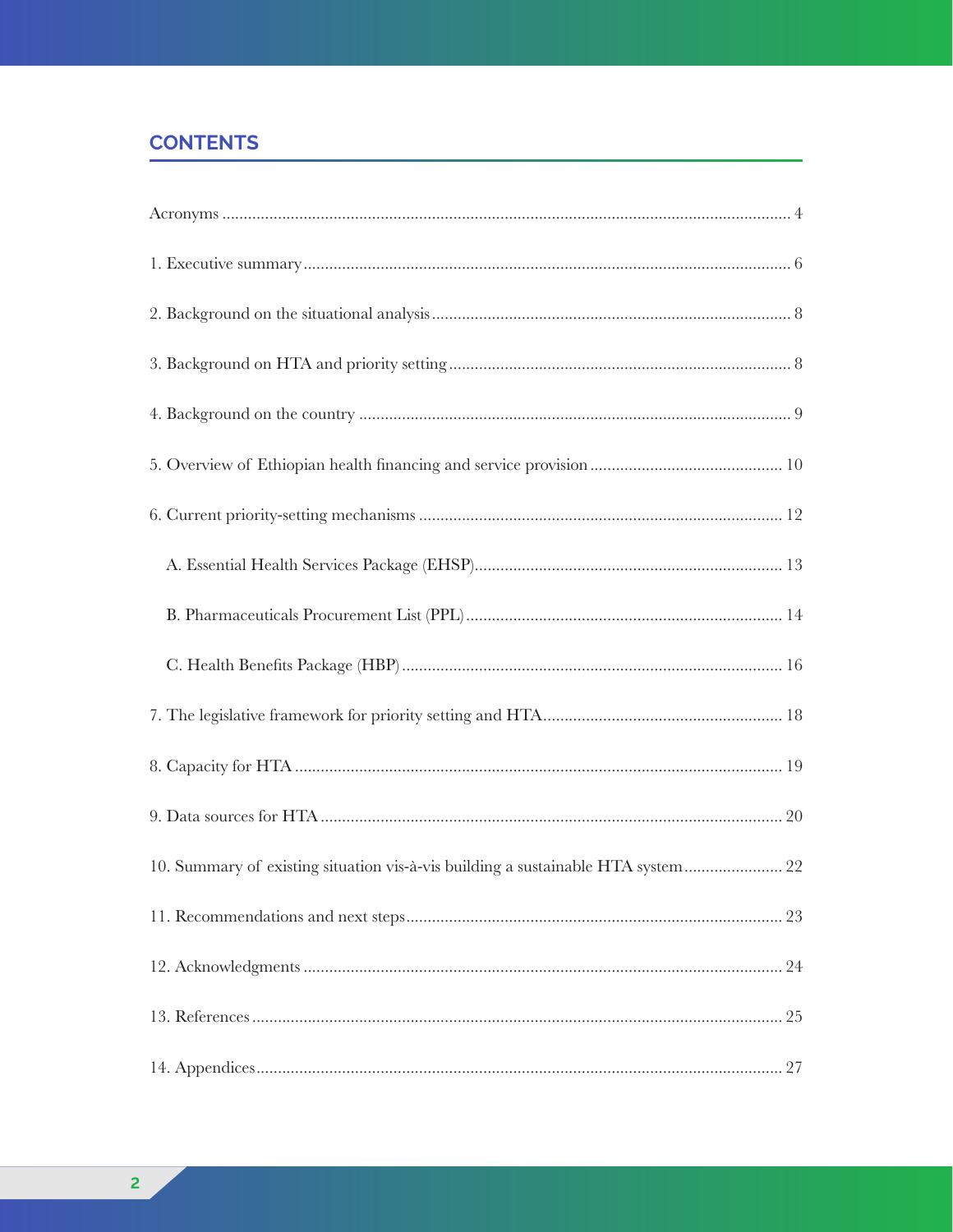## CONTENTS

Acronyms ..... 4

1. Executive summary ..... 6

2. Background on the situational analysis ..... 8

3. Background on HTA and priority setting ..... 8

4. Background on the country ..... 9

5. Overview of Ethiopian health financing and service provision ..... 10

6. Current priority-setting mechanisms ..... 12

   A. Essential Health Services Package (EHSP) ..... 13

   B. Pharmaceuticals Procurement List (PPL) ..... 14

   C. Health Benefits Package (HBP) ..... 16

7. The legislative framework for priority setting and HTA ..... 18

8. Capacity for HTA ..... 19

9. Data sources for HTA ..... 20

10. Summary of existing situation vis-à-vis building a sustainable HTA system ..... 22

11. Recommendations and next steps ..... 23

12. Acknowledgments ..... 24

13. References ..... 25

14. Appendices ..... 27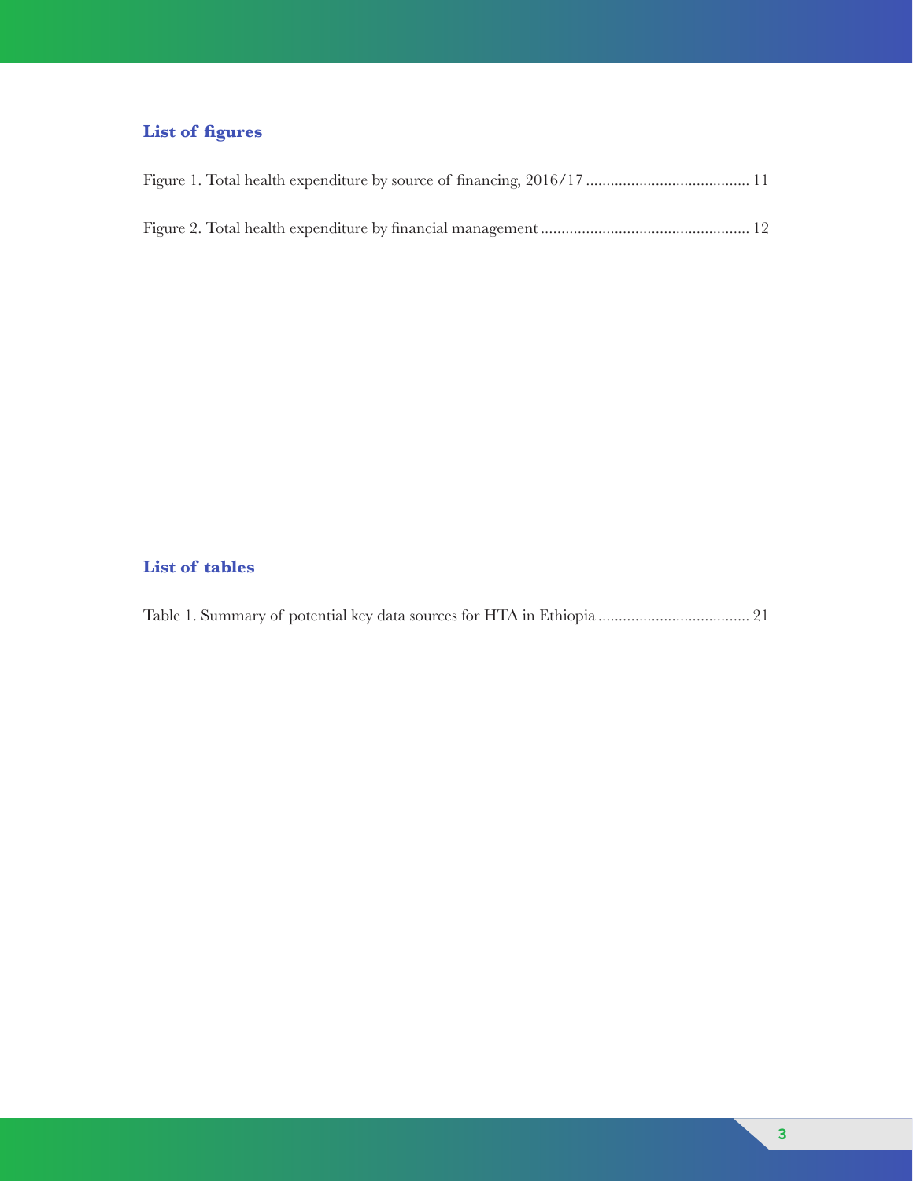## List of figures

Figure 1. Total health expenditure by source of financing, 2016/17 ........................................ 11

Figure 2. Total health expenditure by financial management ................................................... 12

## List of tables

Table 1. Summary of potential key data sources for HTA in Ethiopia ..................................... 21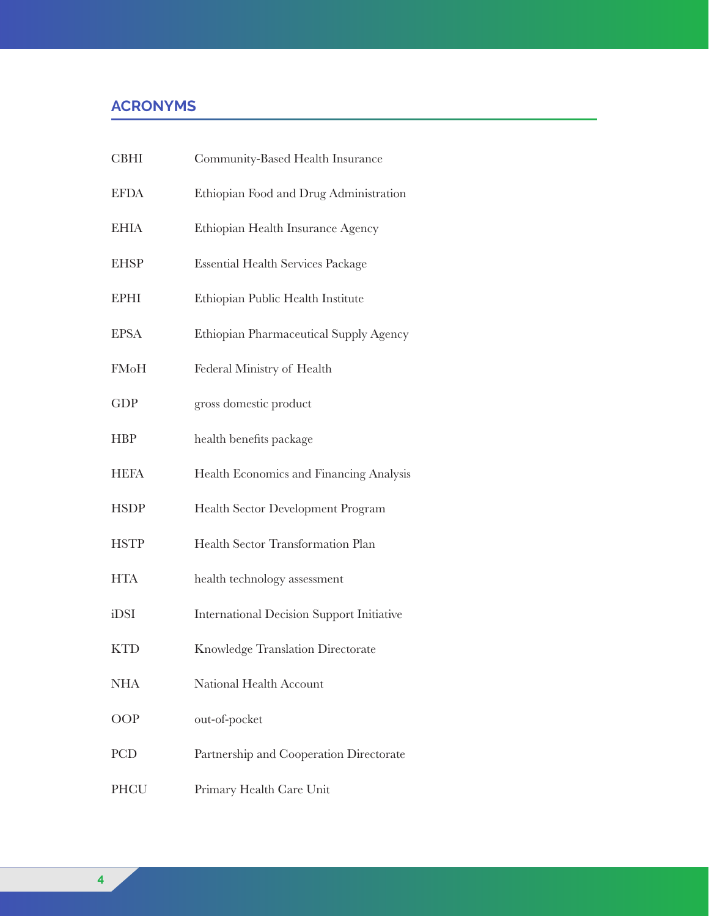## ACRONYMS

| | |
|---|---|
| CBHI | Community-Based Health Insurance |
| EFDA | Ethiopian Food and Drug Administration |
| EHIA | Ethiopian Health Insurance Agency |
| EHSP | Essential Health Services Package |
| EPHI | Ethiopian Public Health Institute |
| EPSA | Ethiopian Pharmaceutical Supply Agency |
| FMoH | Federal Ministry of Health |
| GDP | gross domestic product |
| HBP | health benefits package |
| HEFA | Health Economics and Financing Analysis |
| HSDP | Health Sector Development Program |
| HSTP | Health Sector Transformation Plan |
| HTA | health technology assessment |
| iDSI | International Decision Support Initiative |
| KTD | Knowledge Translation Directorate |
| NHA | National Health Account |
| OOP | out-of-pocket |
| PCD | Partnership and Cooperation Directorate |
| PHCU | Primary Health Care Unit |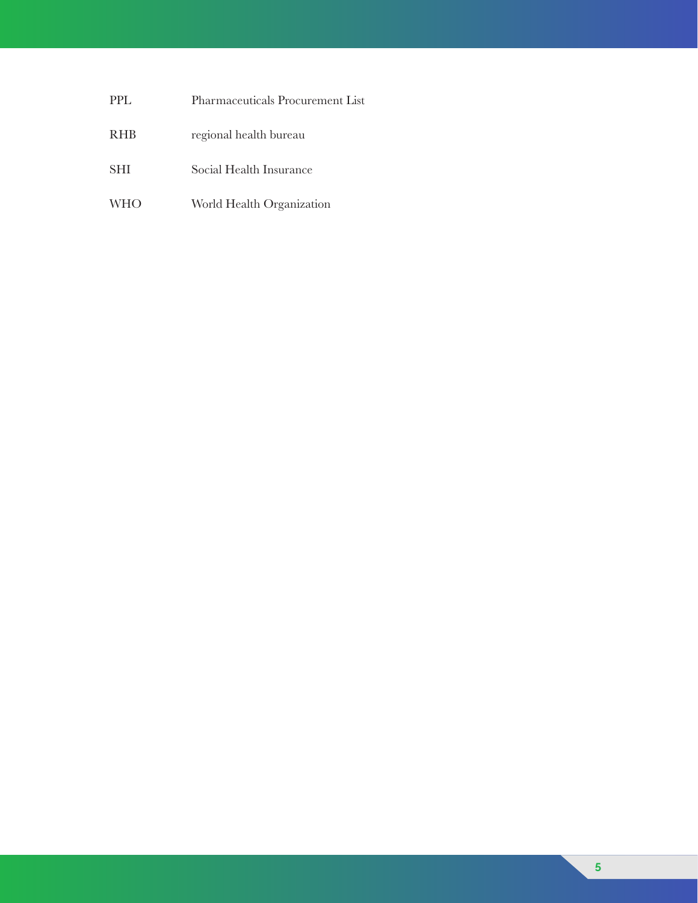| | |
|---|---|
| PPL | Pharmaceuticals Procurement List |
| RHB | regional health bureau |
| SHI | Social Health Insurance |
| WHO | World Health Organization |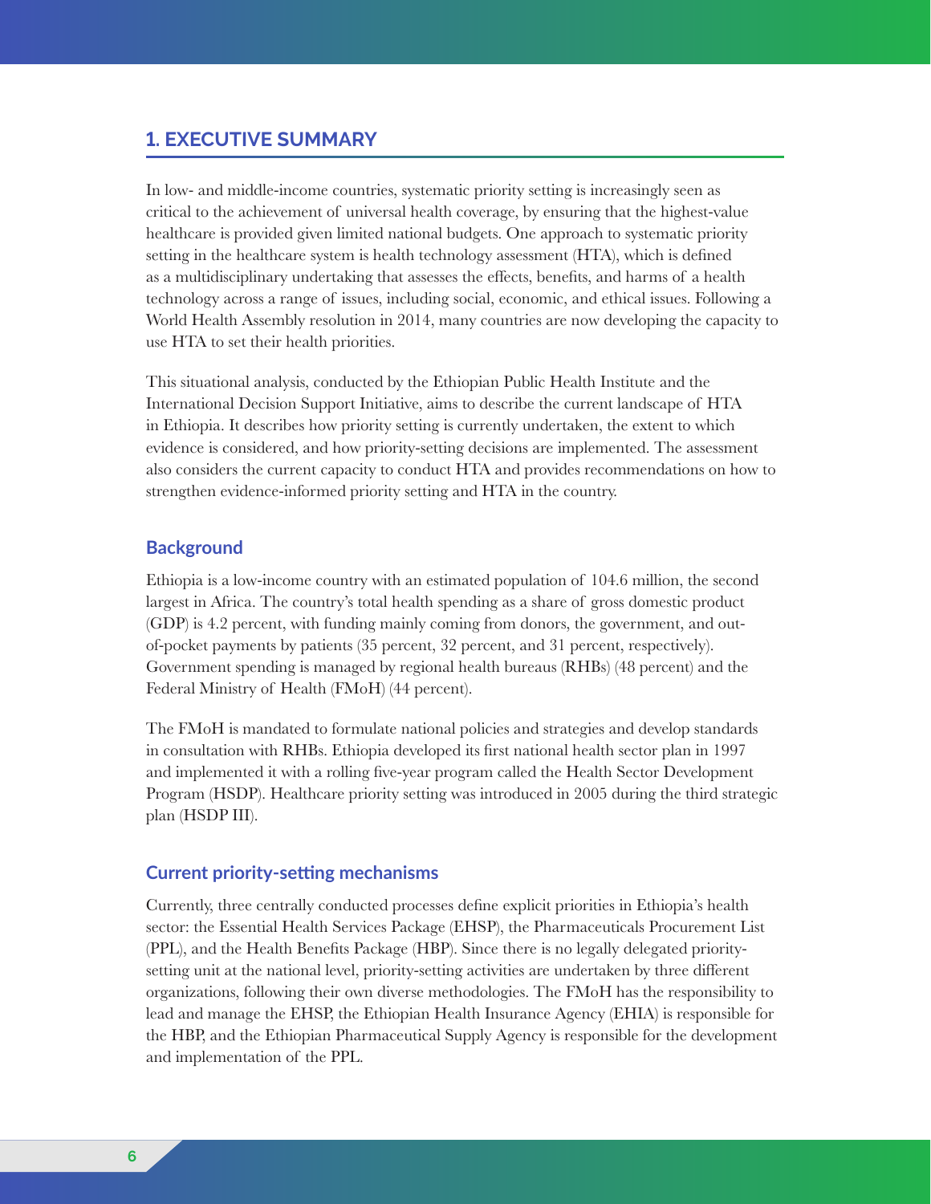## 1. EXECUTIVE SUMMARY

In low- and middle-income countries, systematic priority setting is increasingly seen as critical to the achievement of universal health coverage, by ensuring that the highest-value healthcare is provided given limited national budgets. One approach to systematic priority setting in the healthcare system is health technology assessment (HTA), which is defined as a multidisciplinary undertaking that assesses the effects, benefits, and harms of a health technology across a range of issues, including social, economic, and ethical issues. Following a World Health Assembly resolution in 2014, many countries are now developing the capacity to use HTA to set their health priorities.

This situational analysis, conducted by the Ethiopian Public Health Institute and the International Decision Support Initiative, aims to describe the current landscape of HTA in Ethiopia. It describes how priority setting is currently undertaken, the extent to which evidence is considered, and how priority-setting decisions are implemented. The assessment also considers the current capacity to conduct HTA and provides recommendations on how to strengthen evidence-informed priority setting and HTA in the country.

### Background

Ethiopia is a low-income country with an estimated population of 104.6 million, the second largest in Africa. The country's total health spending as a share of gross domestic product (GDP) is 4.2 percent, with funding mainly coming from donors, the government, and out-of-pocket payments by patients (35 percent, 32 percent, and 31 percent, respectively). Government spending is managed by regional health bureaus (RHBs) (48 percent) and the Federal Ministry of Health (FMoH) (44 percent).

The FMoH is mandated to formulate national policies and strategies and develop standards in consultation with RHBs. Ethiopia developed its first national health sector plan in 1997 and implemented it with a rolling five-year program called the Health Sector Development Program (HSDP). Healthcare priority setting was introduced in 2005 during the third strategic plan (HSDP III).

### Current priority-setting mechanisms

Currently, three centrally conducted processes define explicit priorities in Ethiopia's health sector: the Essential Health Services Package (EHSP), the Pharmaceuticals Procurement List (PPL), and the Health Benefits Package (HBP). Since there is no legally delegated priority-setting unit at the national level, priority-setting activities are undertaken by three different organizations, following their own diverse methodologies. The FMoH has the responsibility to lead and manage the EHSP, the Ethiopian Health Insurance Agency (EHIA) is responsible for the HBP, and the Ethiopian Pharmaceutical Supply Agency is responsible for the development and implementation of the PPL.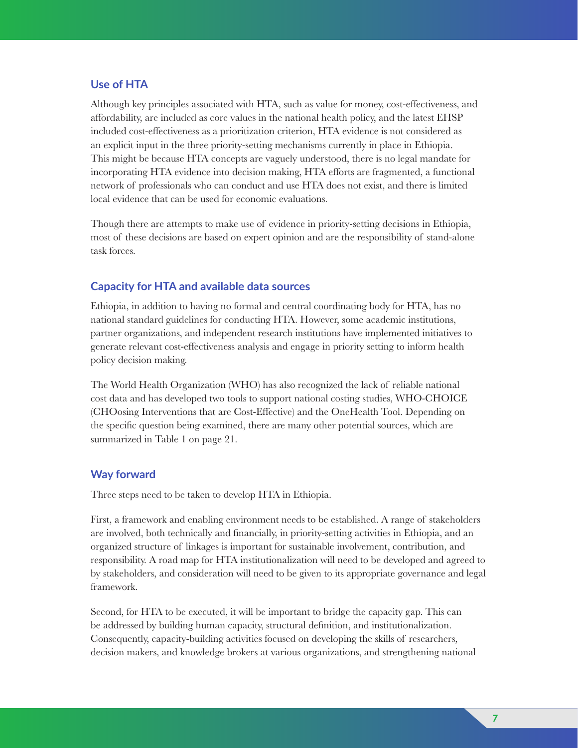## Use of HTA

Although key principles associated with HTA, such as value for money, cost-effectiveness, and affordability, are included as core values in the national health policy, and the latest EHSP included cost-effectiveness as a prioritization criterion, HTA evidence is not considered as an explicit input in the three priority-setting mechanisms currently in place in Ethiopia. This might be because HTA concepts are vaguely understood, there is no legal mandate for incorporating HTA evidence into decision making, HTA efforts are fragmented, a functional network of professionals who can conduct and use HTA does not exist, and there is limited local evidence that can be used for economic evaluations.

Though there are attempts to make use of evidence in priority-setting decisions in Ethiopia, most of these decisions are based on expert opinion and are the responsibility of stand-alone task forces.

## Capacity for HTA and available data sources

Ethiopia, in addition to having no formal and central coordinating body for HTA, has no national standard guidelines for conducting HTA. However, some academic institutions, partner organizations, and independent research institutions have implemented initiatives to generate relevant cost-effectiveness analysis and engage in priority setting to inform health policy decision making.

The World Health Organization (WHO) has also recognized the lack of reliable national cost data and has developed two tools to support national costing studies, WHO-CHOICE (CHOosing Interventions that are Cost-Effective) and the OneHealth Tool. Depending on the specific question being examined, there are many other potential sources, which are summarized in Table 1 on page 21.

## Way forward

Three steps need to be taken to develop HTA in Ethiopia.

First, a framework and enabling environment needs to be established. A range of stakeholders are involved, both technically and financially, in priority-setting activities in Ethiopia, and an organized structure of linkages is important for sustainable involvement, contribution, and responsibility. A road map for HTA institutionalization will need to be developed and agreed to by stakeholders, and consideration will need to be given to its appropriate governance and legal framework.

Second, for HTA to be executed, it will be important to bridge the capacity gap. This can be addressed by building human capacity, structural definition, and institutionalization. Consequently, capacity-building activities focused on developing the skills of researchers, decision makers, and knowledge brokers at various organizations, and strengthening national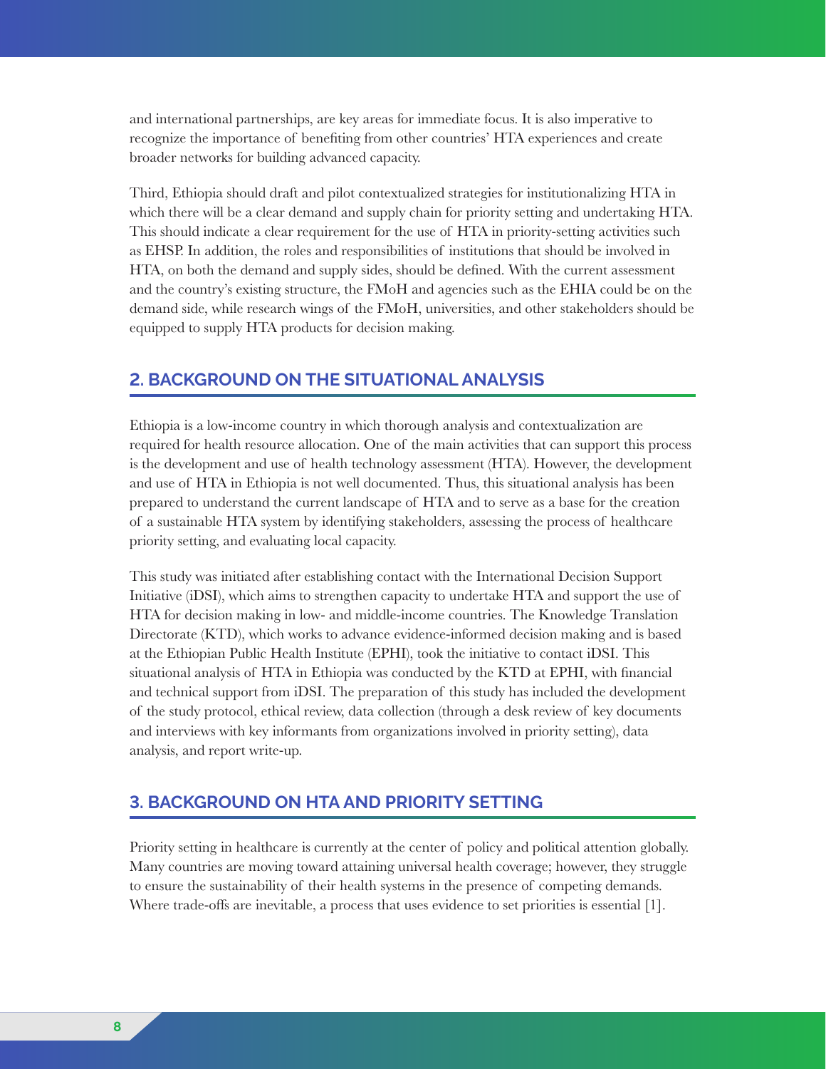and international partnerships, are key areas for immediate focus. It is also imperative to recognize the importance of benefiting from other countries' HTA experiences and create broader networks for building advanced capacity.

Third, Ethiopia should draft and pilot contextualized strategies for institutionalizing HTA in which there will be a clear demand and supply chain for priority setting and undertaking HTA. This should indicate a clear requirement for the use of HTA in priority-setting activities such as EHSP. In addition, the roles and responsibilities of institutions that should be involved in HTA, on both the demand and supply sides, should be defined. With the current assessment and the country's existing structure, the FMoH and agencies such as the EHIA could be on the demand side, while research wings of the FMoH, universities, and other stakeholders should be equipped to supply HTA products for decision making.

## 2. BACKGROUND ON THE SITUATIONAL ANALYSIS

Ethiopia is a low-income country in which thorough analysis and contextualization are required for health resource allocation. One of the main activities that can support this process is the development and use of health technology assessment (HTA). However, the development and use of HTA in Ethiopia is not well documented. Thus, this situational analysis has been prepared to understand the current landscape of HTA and to serve as a base for the creation of a sustainable HTA system by identifying stakeholders, assessing the process of healthcare priority setting, and evaluating local capacity.

This study was initiated after establishing contact with the International Decision Support Initiative (iDSI), which aims to strengthen capacity to undertake HTA and support the use of HTA for decision making in low- and middle-income countries. The Knowledge Translation Directorate (KTD), which works to advance evidence-informed decision making and is based at the Ethiopian Public Health Institute (EPHI), took the initiative to contact iDSI. This situational analysis of HTA in Ethiopia was conducted by the KTD at EPHI, with financial and technical support from iDSI. The preparation of this study has included the development of the study protocol, ethical review, data collection (through a desk review of key documents and interviews with key informants from organizations involved in priority setting), data analysis, and report write-up.

## 3. BACKGROUND ON HTA AND PRIORITY SETTING

Priority setting in healthcare is currently at the center of policy and political attention globally. Many countries are moving toward attaining universal health coverage; however, they struggle to ensure the sustainability of their health systems in the presence of competing demands. Where trade-offs are inevitable, a process that uses evidence to set priorities is essential [1].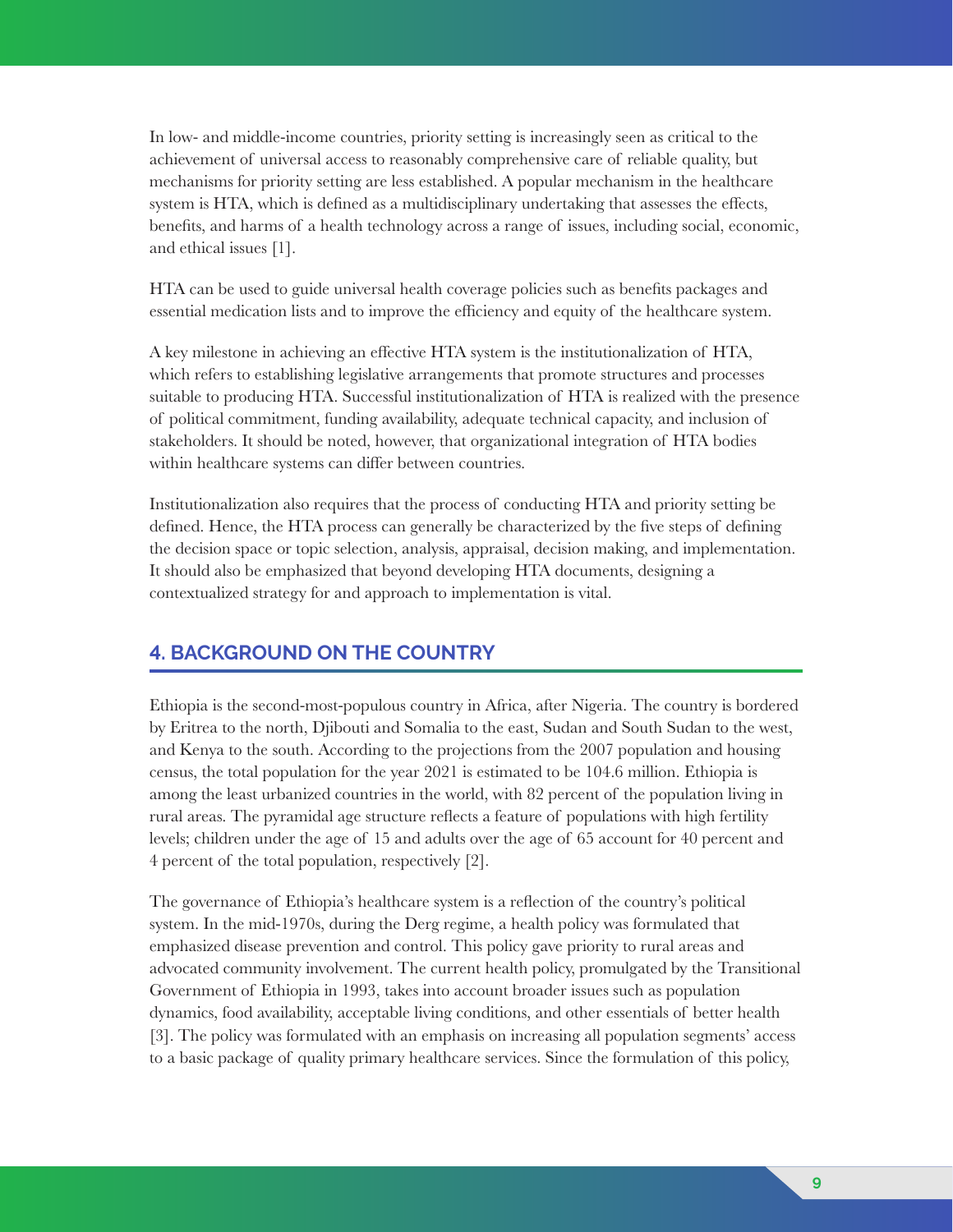In low- and middle-income countries, priority setting is increasingly seen as critical to the achievement of universal access to reasonably comprehensive care of reliable quality, but mechanisms for priority setting are less established. A popular mechanism in the healthcare system is HTA, which is defined as a multidisciplinary undertaking that assesses the effects, benefits, and harms of a health technology across a range of issues, including social, economic, and ethical issues [1].

HTA can be used to guide universal health coverage policies such as benefits packages and essential medication lists and to improve the efficiency and equity of the healthcare system.

A key milestone in achieving an effective HTA system is the institutionalization of HTA, which refers to establishing legislative arrangements that promote structures and processes suitable to producing HTA. Successful institutionalization of HTA is realized with the presence of political commitment, funding availability, adequate technical capacity, and inclusion of stakeholders. It should be noted, however, that organizational integration of HTA bodies within healthcare systems can differ between countries.

Institutionalization also requires that the process of conducting HTA and priority setting be defined. Hence, the HTA process can generally be characterized by the five steps of defining the decision space or topic selection, analysis, appraisal, decision making, and implementation. It should also be emphasized that beyond developing HTA documents, designing a contextualized strategy for and approach to implementation is vital.

## 4. BACKGROUND ON THE COUNTRY

Ethiopia is the second-most-populous country in Africa, after Nigeria. The country is bordered by Eritrea to the north, Djibouti and Somalia to the east, Sudan and South Sudan to the west, and Kenya to the south. According to the projections from the 2007 population and housing census, the total population for the year 2021 is estimated to be 104.6 million. Ethiopia is among the least urbanized countries in the world, with 82 percent of the population living in rural areas. The pyramidal age structure reflects a feature of populations with high fertility levels; children under the age of 15 and adults over the age of 65 account for 40 percent and 4 percent of the total population, respectively [2].

The governance of Ethiopia's healthcare system is a reflection of the country's political system. In the mid-1970s, during the Derg regime, a health policy was formulated that emphasized disease prevention and control. This policy gave priority to rural areas and advocated community involvement. The current health policy, promulgated by the Transitional Government of Ethiopia in 1993, takes into account broader issues such as population dynamics, food availability, acceptable living conditions, and other essentials of better health [3]. The policy was formulated with an emphasis on increasing all population segments' access to a basic package of quality primary healthcare services. Since the formulation of this policy,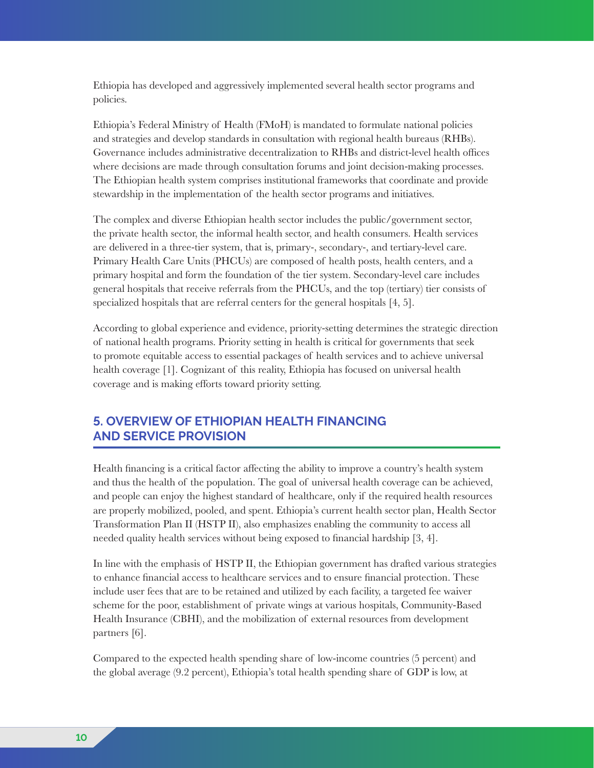Ethiopia has developed and aggressively implemented several health sector programs and policies.

Ethiopia's Federal Ministry of Health (FMoH) is mandated to formulate national policies and strategies and develop standards in consultation with regional health bureaus (RHBs). Governance includes administrative decentralization to RHBs and district-level health offices where decisions are made through consultation forums and joint decision-making processes. The Ethiopian health system comprises institutional frameworks that coordinate and provide stewardship in the implementation of the health sector programs and initiatives.

The complex and diverse Ethiopian health sector includes the public/government sector, the private health sector, the informal health sector, and health consumers. Health services are delivered in a three-tier system, that is, primary-, secondary-, and tertiary-level care. Primary Health Care Units (PHCUs) are composed of health posts, health centers, and a primary hospital and form the foundation of the tier system. Secondary-level care includes general hospitals that receive referrals from the PHCUs, and the top (tertiary) tier consists of specialized hospitals that are referral centers for the general hospitals [4, 5].

According to global experience and evidence, priority-setting determines the strategic direction of national health programs. Priority setting in health is critical for governments that seek to promote equitable access to essential packages of health services and to achieve universal health coverage [1]. Cognizant of this reality, Ethiopia has focused on universal health coverage and is making efforts toward priority setting.

## 5. OVERVIEW OF ETHIOPIAN HEALTH FINANCING AND SERVICE PROVISION

Health financing is a critical factor affecting the ability to improve a country's health system and thus the health of the population. The goal of universal health coverage can be achieved, and people can enjoy the highest standard of healthcare, only if the required health resources are properly mobilized, pooled, and spent. Ethiopia's current health sector plan, Health Sector Transformation Plan II (HSTP II), also emphasizes enabling the community to access all needed quality health services without being exposed to financial hardship [3, 4].

In line with the emphasis of HSTP II, the Ethiopian government has drafted various strategies to enhance financial access to healthcare services and to ensure financial protection. These include user fees that are to be retained and utilized by each facility, a targeted fee waiver scheme for the poor, establishment of private wings at various hospitals, Community-Based Health Insurance (CBHI), and the mobilization of external resources from development partners [6].

Compared to the expected health spending share of low-income countries (5 percent) and the global average (9.2 percent), Ethiopia's total health spending share of GDP is low, at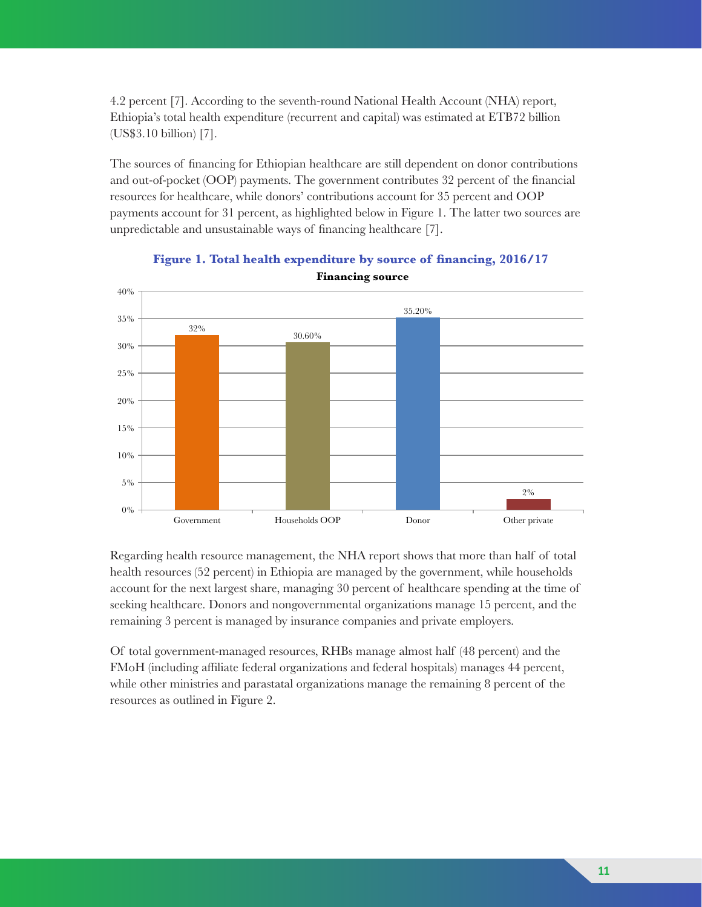4.2 percent [7]. According to the seventh-round National Health Account (NHA) report, Ethiopia's total health expenditure (recurrent and capital) was estimated at ETB72 billion (US$3.10 billion) [7].

The sources of financing for Ethiopian healthcare are still dependent on donor contributions and out-of-pocket (OOP) payments. The government contributes 32 percent of the financial resources for healthcare, while donors' contributions account for 35 percent and OOP payments account for 31 percent, as highlighted below in Figure 1. The latter two sources are unpredictable and unsustainable ways of financing healthcare [7].

**Figure 1. Total health expenditure by source of financing, 2016/17**

**Financing source**

40%
35%
30%
25%
20%
15%
10%
5%
0%

32%
30.60%
35.20%
2%

Government
Households OOP
Donor
Other private

Regarding health resource management, the NHA report shows that more than half of total health resources (52 percent) in Ethiopia are managed by the government, while households account for the next largest share, managing 30 percent of healthcare spending at the time of seeking healthcare. Donors and nongovernmental organizations manage 15 percent, and the remaining 3 percent is managed by insurance companies and private employers.

Of total government-managed resources, RHBs manage almost half (48 percent) and the FMoH (including affiliate federal organizations and federal hospitals) manages 44 percent, while other ministries and parastatal organizations manage the remaining 8 percent of the resources as outlined in Figure 2.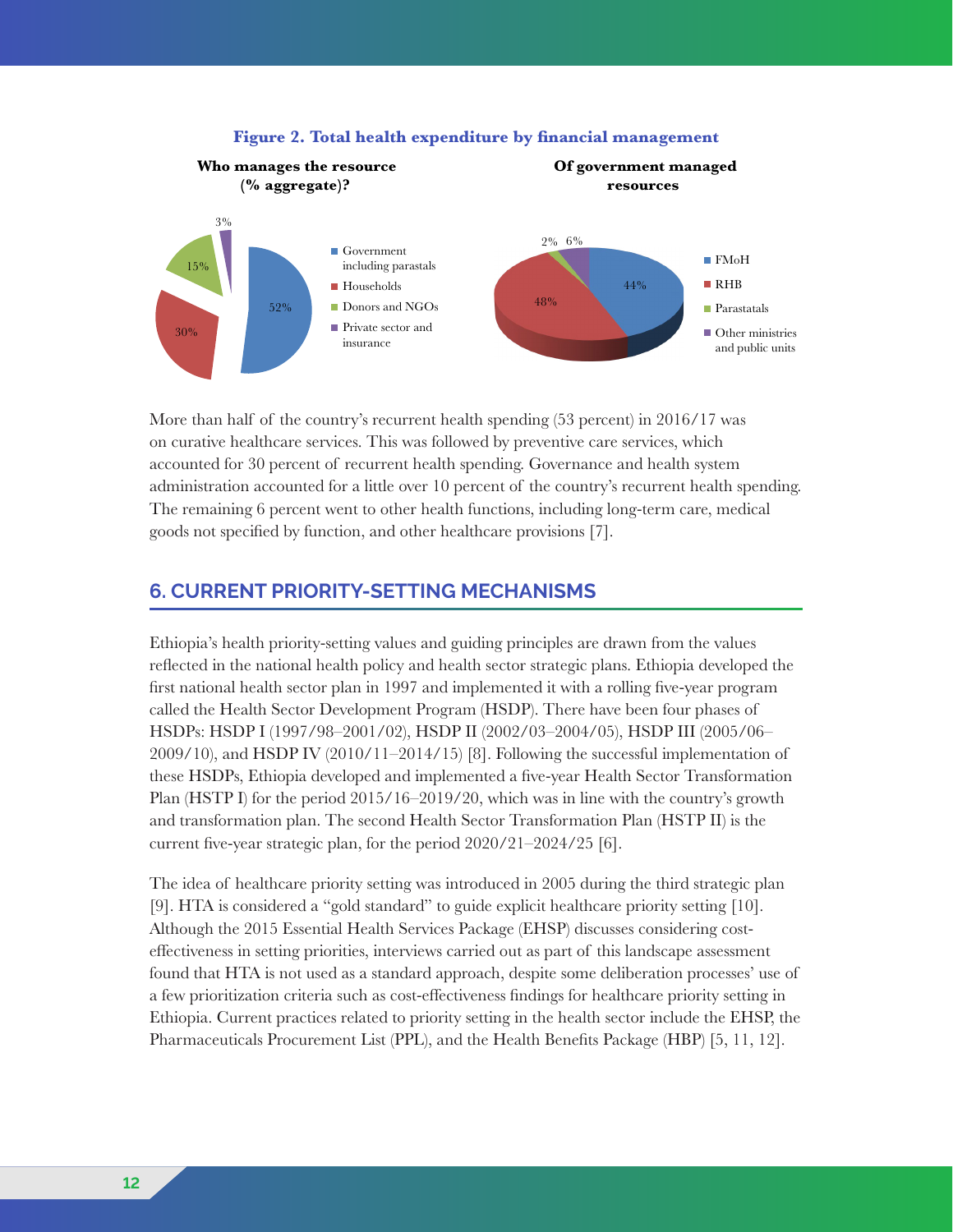**Figure 2. Total health expenditure by financial management**

**Who manages the resource (% aggregate)?**

3%
15%
52%
30%

Government including parastals
Households
Donors and NGOs
Private sector and insurance

**Of government managed resources**

2% 6%
44%
48%

FMoH
RHB
Parastatals
Other ministries and public units

More than half of the country's recurrent health spending (53 percent) in 2016/17 was on curative healthcare services. This was followed by preventive care services, which accounted for 30 percent of recurrent health spending. Governance and health system administration accounted for a little over 10 percent of the country's recurrent health spending. The remaining 6 percent went to other health functions, including long-term care, medical goods not specified by function, and other healthcare provisions [7].

## 6. CURRENT PRIORITY-SETTING MECHANISMS

Ethiopia's health priority-setting values and guiding principles are drawn from the values reflected in the national health policy and health sector strategic plans. Ethiopia developed the first national health sector plan in 1997 and implemented it with a rolling five-year program called the Health Sector Development Program (HSDP). There have been four phases of HSDPs: HSDP I (1997/98–2001/02), HSDP II (2002/03–2004/05), HSDP III (2005/06–2009/10), and HSDP IV (2010/11–2014/15) [8]. Following the successful implementation of these HSDPs, Ethiopia developed and implemented a five-year Health Sector Transformation Plan (HSTP I) for the period 2015/16–2019/20, which was in line with the country's growth and transformation plan. The second Health Sector Transformation Plan (HSTP II) is the current five-year strategic plan, for the period 2020/21–2024/25 [6].

The idea of healthcare priority setting was introduced in 2005 during the third strategic plan [9]. HTA is considered a "gold standard" to guide explicit healthcare priority setting [10]. Although the 2015 Essential Health Services Package (EHSP) discusses considering cost-effectiveness in setting priorities, interviews carried out as part of this landscape assessment found that HTA is not used as a standard approach, despite some deliberation processes' use of a few prioritization criteria such as cost-effectiveness findings for healthcare priority setting in Ethiopia. Current practices related to priority setting in the health sector include the EHSP, the Pharmaceuticals Procurement List (PPL), and the Health Benefits Package (HBP) [5, 11, 12].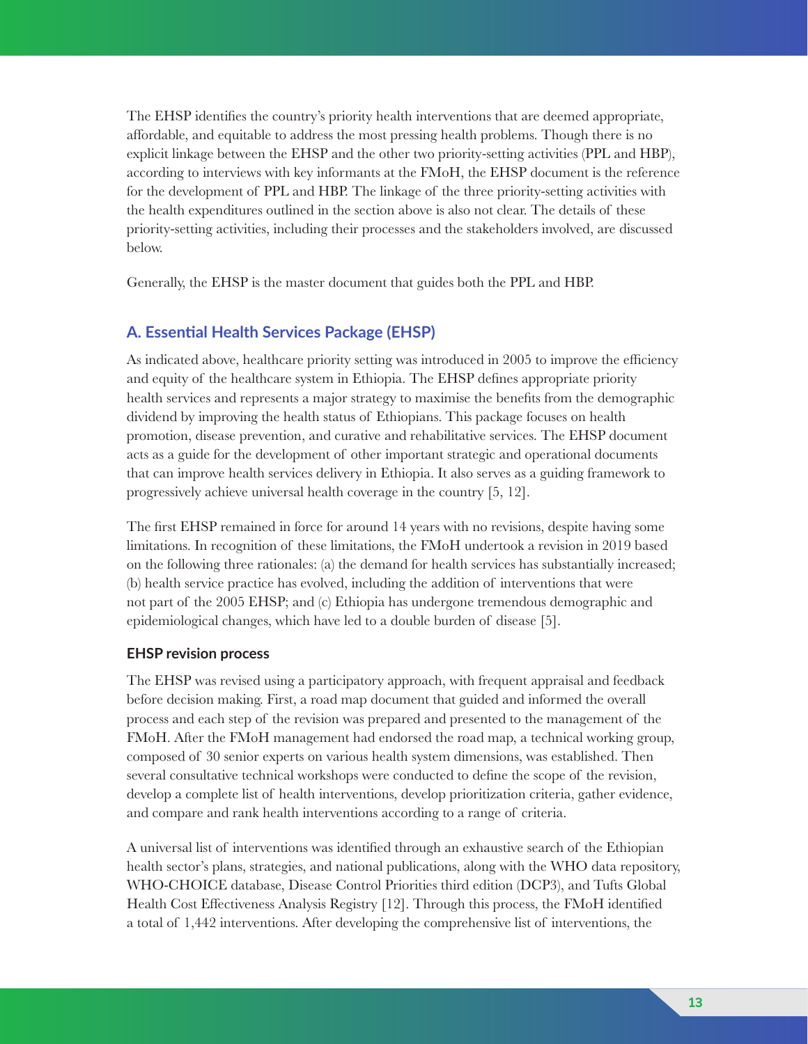The EHSP identifies the country's priority health interventions that are deemed appropriate, affordable, and equitable to address the most pressing health problems. Though there is no explicit linkage between the EHSP and the other two priority-setting activities (PPL and HBP), according to interviews with key informants at the FMoH, the EHSP document is the reference for the development of PPL and HBP. The linkage of the three priority-setting activities with the health expenditures outlined in the section above is also not clear. The details of these priority-setting activities, including their processes and the stakeholders involved, are discussed below.

Generally, the EHSP is the master document that guides both the PPL and HBP.

## A. Essential Health Services Package (EHSP)

As indicated above, healthcare priority setting was introduced in 2005 to improve the efficiency and equity of the healthcare system in Ethiopia. The EHSP defines appropriate priority health services and represents a major strategy to maximise the benefits from the demographic dividend by improving the health status of Ethiopians. This package focuses on health promotion, disease prevention, and curative and rehabilitative services. The EHSP document acts as a guide for the development of other important strategic and operational documents that can improve health services delivery in Ethiopia. It also serves as a guiding framework to progressively achieve universal health coverage in the country [5, 12].

The first EHSP remained in force for around 14 years with no revisions, despite having some limitations. In recognition of these limitations, the FMoH undertook a revision in 2019 based on the following three rationales: (a) the demand for health services has substantially increased; (b) health service practice has evolved, including the addition of interventions that were not part of the 2005 EHSP; and (c) Ethiopia has undergone tremendous demographic and epidemiological changes, which have led to a double burden of disease [5].

### EHSP revision process

The EHSP was revised using a participatory approach, with frequent appraisal and feedback before decision making. First, a road map document that guided and informed the overall process and each step of the revision was prepared and presented to the management of the FMoH. After the FMoH management had endorsed the road map, a technical working group, composed of 30 senior experts on various health system dimensions, was established. Then several consultative technical workshops were conducted to define the scope of the revision, develop a complete list of health interventions, develop prioritization criteria, gather evidence, and compare and rank health interventions according to a range of criteria.

A universal list of interventions was identified through an exhaustive search of the Ethiopian health sector's plans, strategies, and national publications, along with the WHO data repository, WHO-CHOICE database, Disease Control Priorities third edition (DCP3), and Tufts Global Health Cost Effectiveness Analysis Registry [12]. Through this process, the FMoH identified a total of 1,442 interventions. After developing the comprehensive list of interventions, the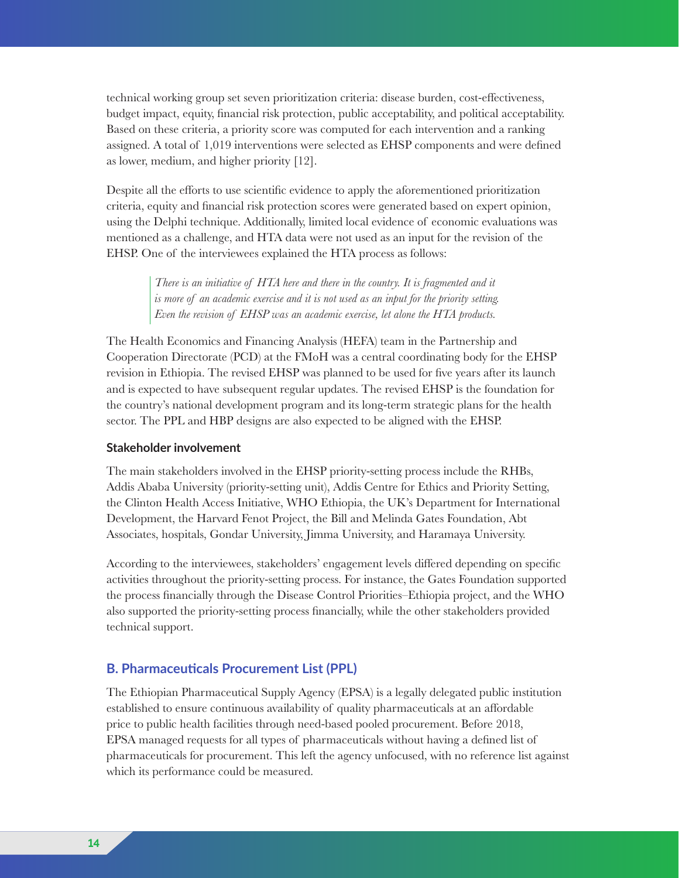technical working group set seven prioritization criteria: disease burden, cost-effectiveness, budget impact, equity, financial risk protection, public acceptability, and political acceptability. Based on these criteria, a priority score was computed for each intervention and a ranking assigned. A total of 1,019 interventions were selected as EHSP components and were defined as lower, medium, and higher priority [12].

Despite all the efforts to use scientific evidence to apply the aforementioned prioritization criteria, equity and financial risk protection scores were generated based on expert opinion, using the Delphi technique. Additionally, limited local evidence of economic evaluations was mentioned as a challenge, and HTA data were not used as an input for the revision of the EHSP. One of the interviewees explained the HTA process as follows:

> *There is an initiative of HTA here and there in the country. It is fragmented and it is more of an academic exercise and it is not used as an input for the priority setting. Even the revision of EHSP was an academic exercise, let alone the HTA products.*

The Health Economics and Financing Analysis (HEFA) team in the Partnership and Cooperation Directorate (PCD) at the FMoH was a central coordinating body for the EHSP revision in Ethiopia. The revised EHSP was planned to be used for five years after its launch and is expected to have subsequent regular updates. The revised EHSP is the foundation for the country's national development program and its long-term strategic plans for the health sector. The PPL and HBP designs are also expected to be aligned with the EHSP.

#### Stakeholder involvement

The main stakeholders involved in the EHSP priority-setting process include the RHBs, Addis Ababa University (priority-setting unit), Addis Centre for Ethics and Priority Setting, the Clinton Health Access Initiative, WHO Ethiopia, the UK's Department for International Development, the Harvard Fenot Project, the Bill and Melinda Gates Foundation, Abt Associates, hospitals, Gondar University, Jimma University, and Haramaya University.

According to the interviewees, stakeholders' engagement levels differed depending on specific activities throughout the priority-setting process. For instance, the Gates Foundation supported the process financially through the Disease Control Priorities–Ethiopia project, and the WHO also supported the priority-setting process financially, while the other stakeholders provided technical support.

### B. Pharmaceuticals Procurement List (PPL)

The Ethiopian Pharmaceutical Supply Agency (EPSA) is a legally delegated public institution established to ensure continuous availability of quality pharmaceuticals at an affordable price to public health facilities through need-based pooled procurement. Before 2018, EPSA managed requests for all types of pharmaceuticals without having a defined list of pharmaceuticals for procurement. This left the agency unfocused, with no reference list against which its performance could be measured.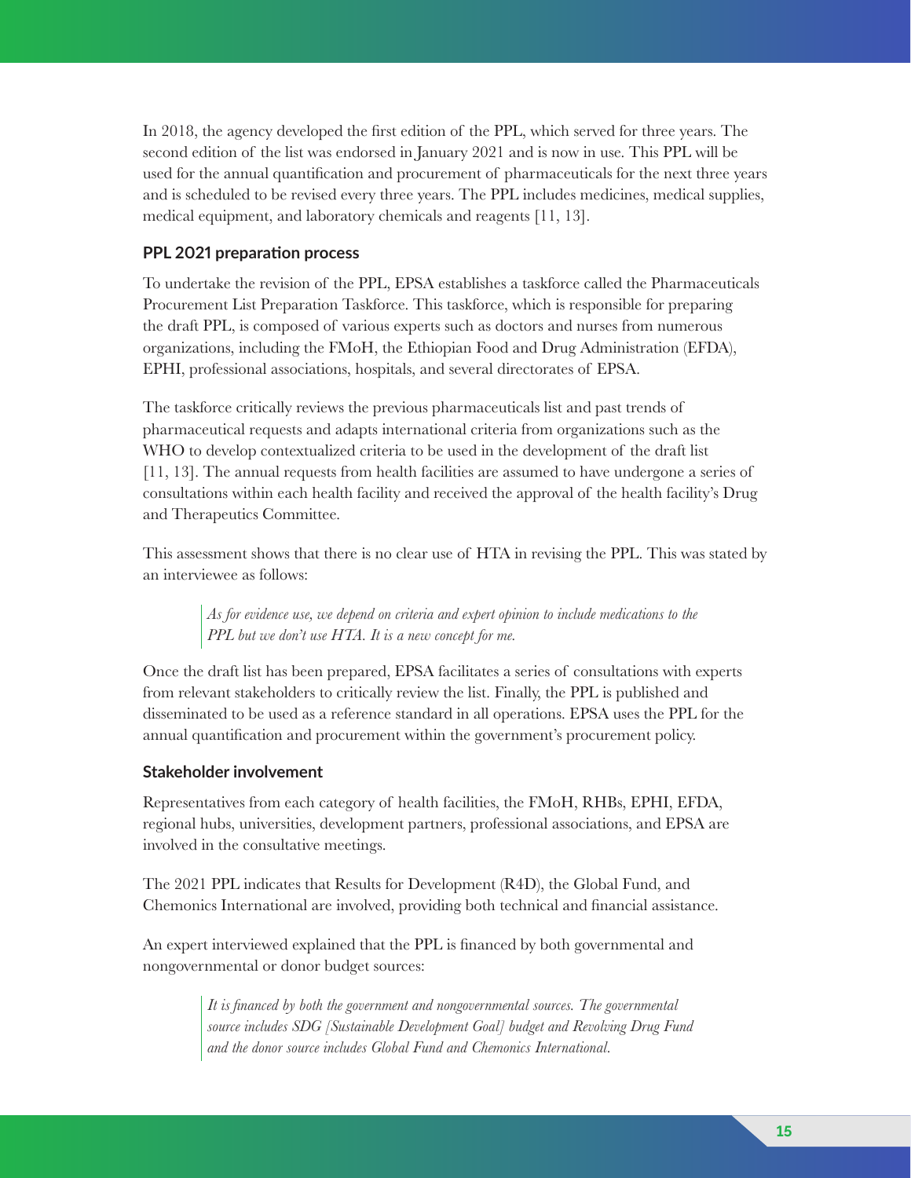In 2018, the agency developed the first edition of the PPL, which served for three years. The second edition of the list was endorsed in January 2021 and is now in use. This PPL will be used for the annual quantification and procurement of pharmaceuticals for the next three years and is scheduled to be revised every three years. The PPL includes medicines, medical supplies, medical equipment, and laboratory chemicals and reagents [11, 13].

### PPL 2021 preparation process

To undertake the revision of the PPL, EPSA establishes a taskforce called the Pharmaceuticals Procurement List Preparation Taskforce. This taskforce, which is responsible for preparing the draft PPL, is composed of various experts such as doctors and nurses from numerous organizations, including the FMoH, the Ethiopian Food and Drug Administration (EFDA), EPHI, professional associations, hospitals, and several directorates of EPSA.

The taskforce critically reviews the previous pharmaceuticals list and past trends of pharmaceutical requests and adapts international criteria from organizations such as the WHO to develop contextualized criteria to be used in the development of the draft list [11, 13]. The annual requests from health facilities are assumed to have undergone a series of consultations within each health facility and received the approval of the health facility's Drug and Therapeutics Committee.

This assessment shows that there is no clear use of HTA in revising the PPL. This was stated by an interviewee as follows:

> *As for evidence use, we depend on criteria and expert opinion to include medications to the PPL but we don't use HTA. It is a new concept for me.*

Once the draft list has been prepared, EPSA facilitates a series of consultations with experts from relevant stakeholders to critically review the list. Finally, the PPL is published and disseminated to be used as a reference standard in all operations. EPSA uses the PPL for the annual quantification and procurement within the government's procurement policy.

### Stakeholder involvement

Representatives from each category of health facilities, the FMoH, RHBs, EPHI, EFDA, regional hubs, universities, development partners, professional associations, and EPSA are involved in the consultative meetings.

The 2021 PPL indicates that Results for Development (R4D), the Global Fund, and Chemonics International are involved, providing both technical and financial assistance.

An expert interviewed explained that the PPL is financed by both governmental and nongovernmental or donor budget sources:

> *It is financed by both the government and nongovernmental sources. The governmental source includes SDG [Sustainable Development Goal] budget and Revolving Drug Fund and the donor source includes Global Fund and Chemonics International.*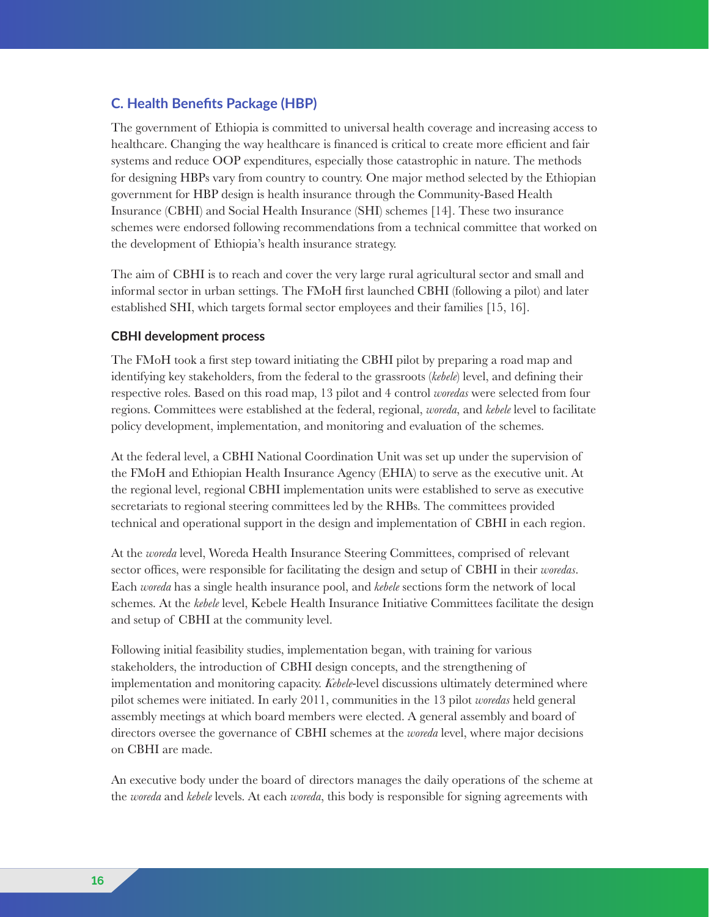## C. Health Benefits Package (HBP)

The government of Ethiopia is committed to universal health coverage and increasing access to healthcare. Changing the way healthcare is financed is critical to create more efficient and fair systems and reduce OOP expenditures, especially those catastrophic in nature. The methods for designing HBPs vary from country to country. One major method selected by the Ethiopian government for HBP design is health insurance through the Community-Based Health Insurance (CBHI) and Social Health Insurance (SHI) schemes [14]. These two insurance schemes were endorsed following recommendations from a technical committee that worked on the development of Ethiopia's health insurance strategy.

The aim of CBHI is to reach and cover the very large rural agricultural sector and small and informal sector in urban settings. The FMoH first launched CBHI (following a pilot) and later established SHI, which targets formal sector employees and their families [15, 16].

### CBHI development process

The FMoH took a first step toward initiating the CBHI pilot by preparing a road map and identifying key stakeholders, from the federal to the grassroots (*kebele*) level, and defining their respective roles. Based on this road map, 13 pilot and 4 control *woredas* were selected from four regions. Committees were established at the federal, regional, *woreda*, and *kebele* level to facilitate policy development, implementation, and monitoring and evaluation of the schemes.

At the federal level, a CBHI National Coordination Unit was set up under the supervision of the FMoH and Ethiopian Health Insurance Agency (EHIA) to serve as the executive unit. At the regional level, regional CBHI implementation units were established to serve as executive secretariats to regional steering committees led by the RHBs. The committees provided technical and operational support in the design and implementation of CBHI in each region.

At the *woreda* level, Woreda Health Insurance Steering Committees, comprised of relevant sector offices, were responsible for facilitating the design and setup of CBHI in their *woredas*. Each *woreda* has a single health insurance pool, and *kebele* sections form the network of local schemes. At the *kebele* level, Kebele Health Insurance Initiative Committees facilitate the design and setup of CBHI at the community level.

Following initial feasibility studies, implementation began, with training for various stakeholders, the introduction of CBHI design concepts, and the strengthening of implementation and monitoring capacity. *Kebele*-level discussions ultimately determined where pilot schemes were initiated. In early 2011, communities in the 13 pilot *woredas* held general assembly meetings at which board members were elected. A general assembly and board of directors oversee the governance of CBHI schemes at the *woreda* level, where major decisions on CBHI are made.

An executive body under the board of directors manages the daily operations of the scheme at the *woreda* and *kebele* levels. At each *woreda*, this body is responsible for signing agreements with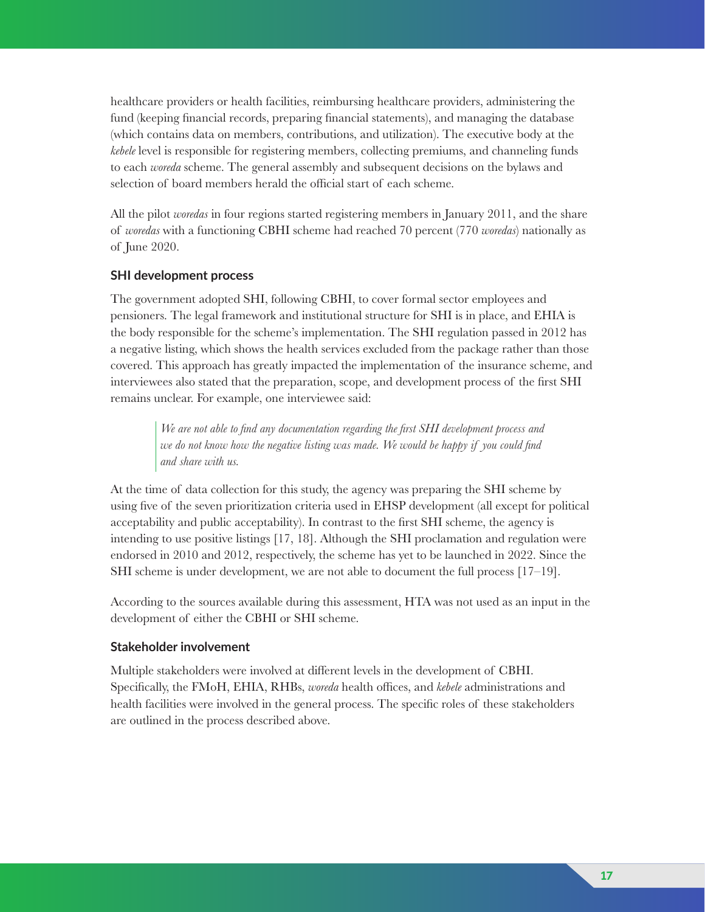healthcare providers or health facilities, reimbursing healthcare providers, administering the fund (keeping financial records, preparing financial statements), and managing the database (which contains data on members, contributions, and utilization). The executive body at the *kebele* level is responsible for registering members, collecting premiums, and channeling funds to each *woreda* scheme. The general assembly and subsequent decisions on the bylaws and selection of board members herald the official start of each scheme.

All the pilot *woredas* in four regions started registering members in January 2011, and the share of *woredas* with a functioning CBHI scheme had reached 70 percent (770 *woredas*) nationally as of June 2020.

### SHI development process

The government adopted SHI, following CBHI, to cover formal sector employees and pensioners. The legal framework and institutional structure for SHI is in place, and EHIA is the body responsible for the scheme's implementation. The SHI regulation passed in 2012 has a negative listing, which shows the health services excluded from the package rather than those covered. This approach has greatly impacted the implementation of the insurance scheme, and interviewees also stated that the preparation, scope, and development process of the first SHI remains unclear. For example, one interviewee said:

> *We are not able to find any documentation regarding the first SHI development process and we do not know how the negative listing was made. We would be happy if you could find and share with us.*

At the time of data collection for this study, the agency was preparing the SHI scheme by using five of the seven prioritization criteria used in EHSP development (all except for political acceptability and public acceptability). In contrast to the first SHI scheme, the agency is intending to use positive listings [17, 18]. Although the SHI proclamation and regulation were endorsed in 2010 and 2012, respectively, the scheme has yet to be launched in 2022. Since the SHI scheme is under development, we are not able to document the full process [17–19].

According to the sources available during this assessment, HTA was not used as an input in the development of either the CBHI or SHI scheme.

### Stakeholder involvement

Multiple stakeholders were involved at different levels in the development of CBHI. Specifically, the FMoH, EHIA, RHBs, *woreda* health offices, and *kebele* administrations and health facilities were involved in the general process. The specific roles of these stakeholders are outlined in the process described above.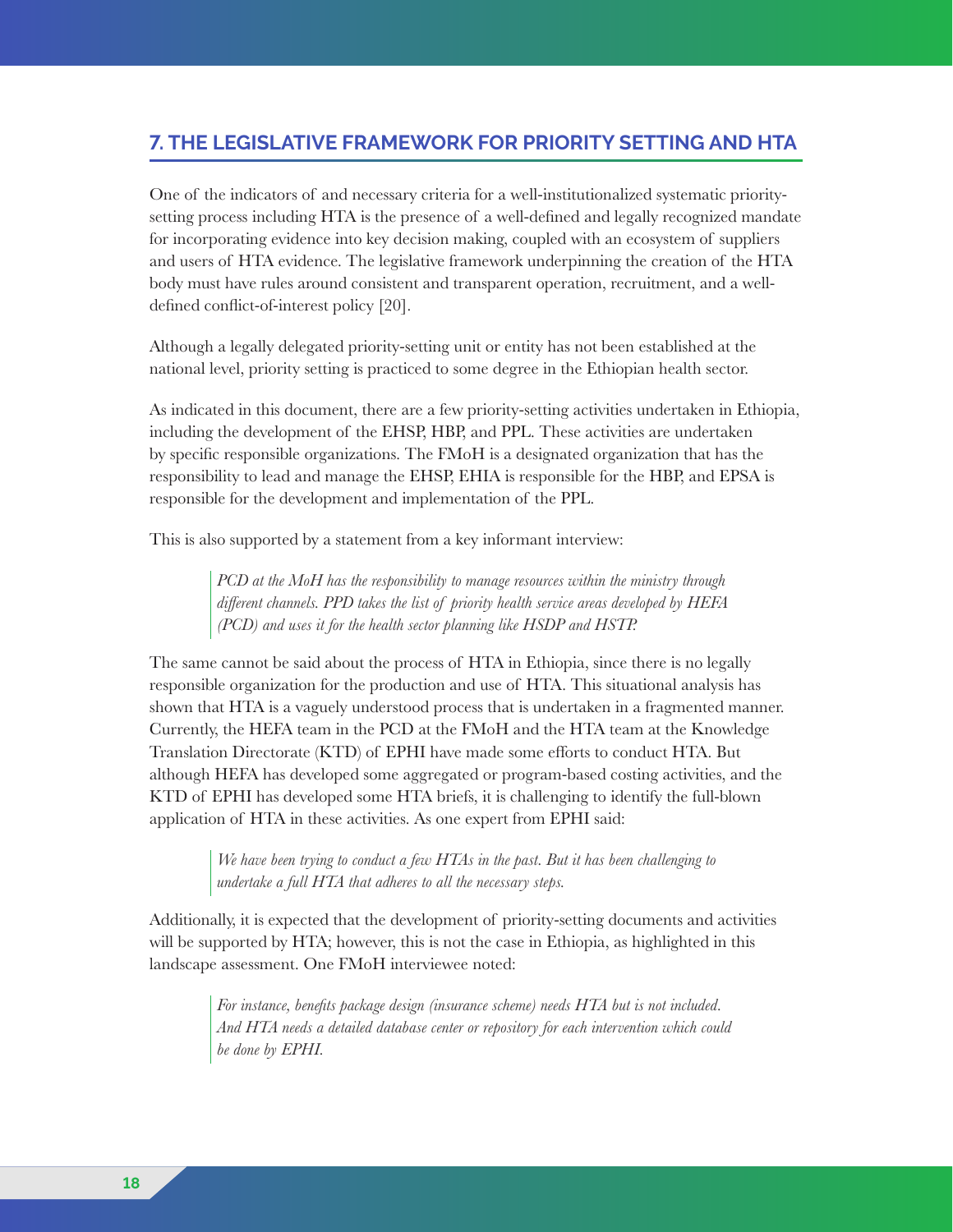## 7. THE LEGISLATIVE FRAMEWORK FOR PRIORITY SETTING AND HTA

One of the indicators of and necessary criteria for a well-institutionalized systematic priority-setting process including HTA is the presence of a well-defined and legally recognized mandate for incorporating evidence into key decision making, coupled with an ecosystem of suppliers and users of HTA evidence. The legislative framework underpinning the creation of the HTA body must have rules around consistent and transparent operation, recruitment, and a well-defined conflict-of-interest policy [20].

Although a legally delegated priority-setting unit or entity has not been established at the national level, priority setting is practiced to some degree in the Ethiopian health sector.

As indicated in this document, there are a few priority-setting activities undertaken in Ethiopia, including the development of the EHSP, HBP, and PPL. These activities are undertaken by specific responsible organizations. The FMoH is a designated organization that has the responsibility to lead and manage the EHSP, EHIA is responsible for the HBP, and EPSA is responsible for the development and implementation of the PPL.

This is also supported by a statement from a key informant interview:

> *PCD at the MoH has the responsibility to manage resources within the ministry through different channels. PPD takes the list of priority health service areas developed by HEFA (PCD) and uses it for the health sector planning like HSDP and HSTP.*

The same cannot be said about the process of HTA in Ethiopia, since there is no legally responsible organization for the production and use of HTA. This situational analysis has shown that HTA is a vaguely understood process that is undertaken in a fragmented manner. Currently, the HEFA team in the PCD at the FMoH and the HTA team at the Knowledge Translation Directorate (KTD) of EPHI have made some efforts to conduct HTA. But although HEFA has developed some aggregated or program-based costing activities, and the KTD of EPHI has developed some HTA briefs, it is challenging to identify the full-blown application of HTA in these activities. As one expert from EPHI said:

> *We have been trying to conduct a few HTAs in the past. But it has been challenging to undertake a full HTA that adheres to all the necessary steps.*

Additionally, it is expected that the development of priority-setting documents and activities will be supported by HTA; however, this is not the case in Ethiopia, as highlighted in this landscape assessment. One FMoH interviewee noted:

> *For instance, benefits package design (insurance scheme) needs HTA but is not included. And HTA needs a detailed database center or repository for each intervention which could be done by EPHI.*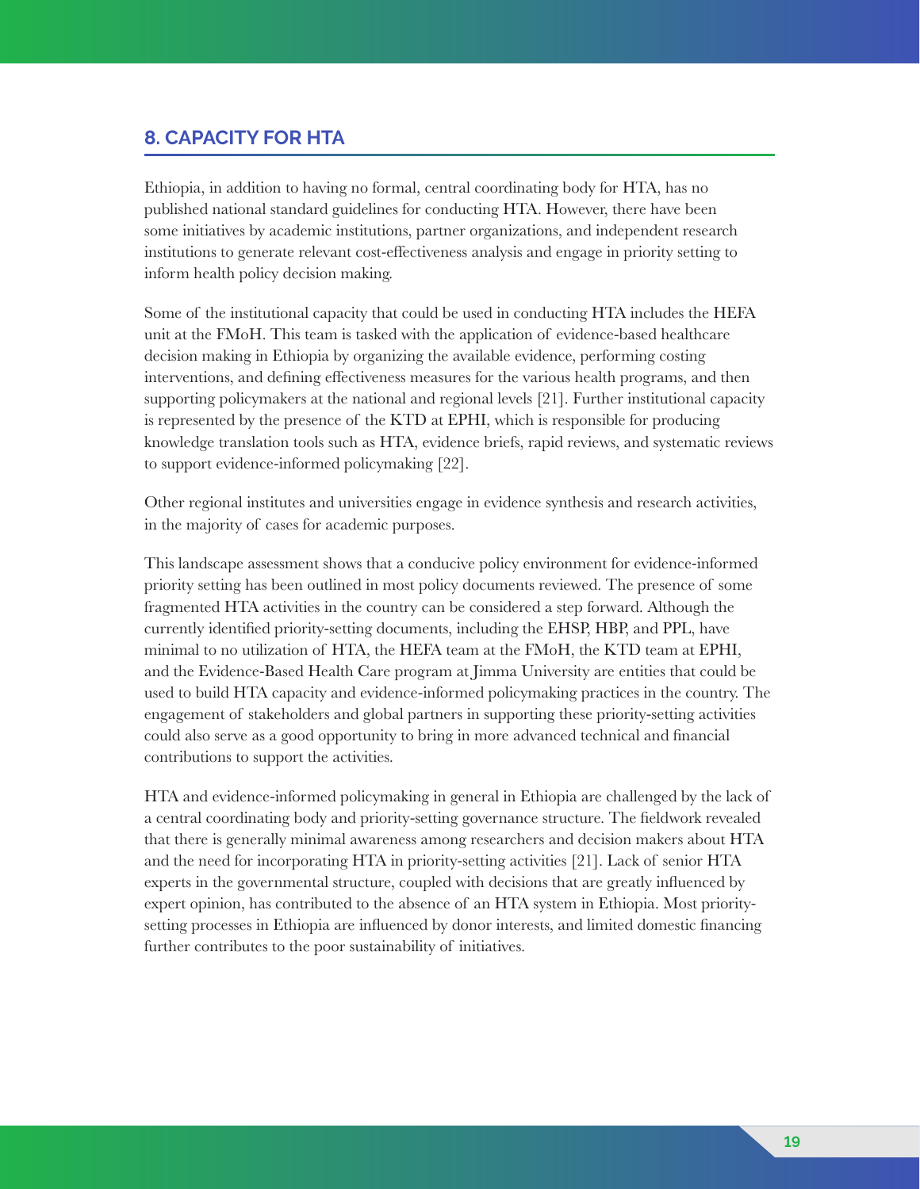## 8. CAPACITY FOR HTA

Ethiopia, in addition to having no formal, central coordinating body for HTA, has no published national standard guidelines for conducting HTA. However, there have been some initiatives by academic institutions, partner organizations, and independent research institutions to generate relevant cost-effectiveness analysis and engage in priority setting to inform health policy decision making.

Some of the institutional capacity that could be used in conducting HTA includes the HEFA unit at the FMoH. This team is tasked with the application of evidence-based healthcare decision making in Ethiopia by organizing the available evidence, performing costing interventions, and defining effectiveness measures for the various health programs, and then supporting policymakers at the national and regional levels [21]. Further institutional capacity is represented by the presence of the KTD at EPHI, which is responsible for producing knowledge translation tools such as HTA, evidence briefs, rapid reviews, and systematic reviews to support evidence-informed policymaking [22].

Other regional institutes and universities engage in evidence synthesis and research activities, in the majority of cases for academic purposes.

This landscape assessment shows that a conducive policy environment for evidence-informed priority setting has been outlined in most policy documents reviewed. The presence of some fragmented HTA activities in the country can be considered a step forward. Although the currently identified priority-setting documents, including the EHSP, HBP, and PPL, have minimal to no utilization of HTA, the HEFA team at the FMoH, the KTD team at EPHI, and the Evidence-Based Health Care program at Jimma University are entities that could be used to build HTA capacity and evidence-informed policymaking practices in the country. The engagement of stakeholders and global partners in supporting these priority-setting activities could also serve as a good opportunity to bring in more advanced technical and financial contributions to support the activities.

HTA and evidence-informed policymaking in general in Ethiopia are challenged by the lack of a central coordinating body and priority-setting governance structure. The fieldwork revealed that there is generally minimal awareness among researchers and decision makers about HTA and the need for incorporating HTA in priority-setting activities [21]. Lack of senior HTA experts in the governmental structure, coupled with decisions that are greatly influenced by expert opinion, has contributed to the absence of an HTA system in Ethiopia. Most priority-setting processes in Ethiopia are influenced by donor interests, and limited domestic financing further contributes to the poor sustainability of initiatives.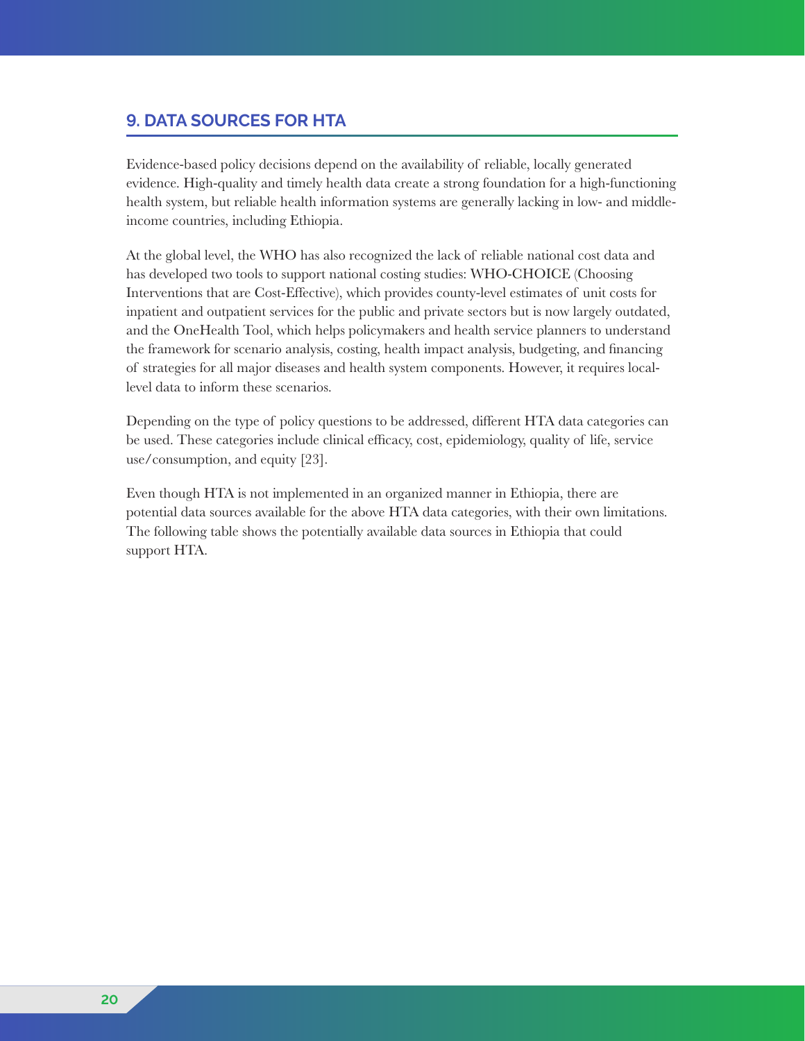## 9. DATA SOURCES FOR HTA

Evidence-based policy decisions depend on the availability of reliable, locally generated evidence. High-quality and timely health data create a strong foundation for a high-functioning health system, but reliable health information systems are generally lacking in low- and middle-income countries, including Ethiopia.

At the global level, the WHO has also recognized the lack of reliable national cost data and has developed two tools to support national costing studies: WHO-CHOICE (Choosing Interventions that are Cost-Effective), which provides county-level estimates of unit costs for inpatient and outpatient services for the public and private sectors but is now largely outdated, and the OneHealth Tool, which helps policymakers and health service planners to understand the framework for scenario analysis, costing, health impact analysis, budgeting, and financing of strategies for all major diseases and health system components. However, it requires local-level data to inform these scenarios.

Depending on the type of policy questions to be addressed, different HTA data categories can be used. These categories include clinical efficacy, cost, epidemiology, quality of life, service use/consumption, and equity [23].

Even though HTA is not implemented in an organized manner in Ethiopia, there are potential data sources available for the above HTA data categories, with their own limitations. The following table shows the potentially available data sources in Ethiopia that could support HTA.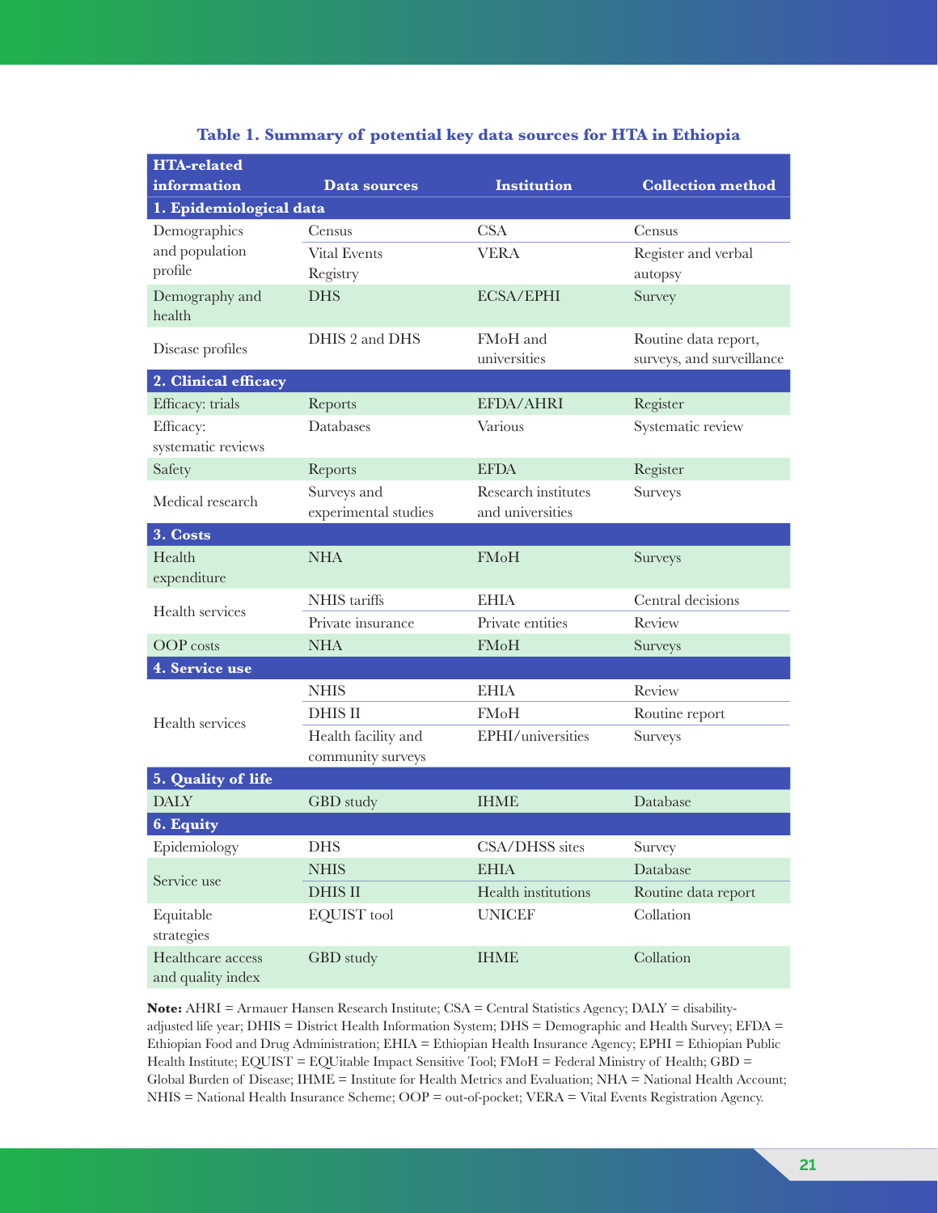**Table 1. Summary of potential key data sources for HTA in Ethiopia**

| HTA-related information | Data sources | Institution | Collection method |
|---|---|---|---|
| **1. Epidemiological data** | | | |
| Demographics and population profile | Census | CSA | Census |
| | Vital Events Registry | VERA | Register and verbal autopsy |
| Demography and health | DHS | ECSA/EPHI | Survey |
| Disease profiles | DHIS 2 and DHS | FMoH and universities | Routine data report, surveys, and surveillance |
| **2. Clinical efficacy** | | | |
| Efficacy: trials | Reports | EFDA/AHRI | Register |
| Efficacy: systematic reviews | Databases | Various | Systematic review |
| Safety | Reports | EFDA | Register |
| Medical research | Surveys and experimental studies | Research institutes and universities | Surveys |
| **3. Costs** | | | |
| Health expenditure | NHA | FMoH | Surveys |
| Health services | NHIS tariffs | EHIA | Central decisions |
| | Private insurance | Private entities | Review |
| OOP costs | NHA | FMoH | Surveys |
| **4. Service use** | | | |
| Health services | NHIS | EHIA | Review |
| | DHIS II | FMoH | Routine report |
| | Health facility and community surveys | EPHI/universities | Surveys |
| **5. Quality of life** | | | |
| DALY | GBD study | IHME | Database |
| **6. Equity** | | | |
| Epidemiology | DHS | CSA/DHSS sites | Survey |
| Service use | NHIS | EHIA | Database |
| | DHIS II | Health institutions | Routine data report |
| Equitable strategies | EQUIST tool | UNICEF | Collation |
| Healthcare access and quality index | GBD study | IHME | Collation |

**Note:** AHRI = Armauer Hansen Research Institute; CSA = Central Statistics Agency; DALY = disability-adjusted life year; DHIS = District Health Information System; DHS = Demographic and Health Survey; EFDA = Ethiopian Food and Drug Administration; EHIA = Ethiopian Health Insurance Agency; EPHI = Ethiopian Public Health Institute; EQUIST = EQUitable Impact Sensitive Tool; FMoH = Federal Ministry of Health; GBD = Global Burden of Disease; IHME = Institute for Health Metrics and Evaluation; NHA = National Health Account; NHIS = National Health Insurance Scheme; OOP = out-of-pocket; VERA = Vital Events Registration Agency.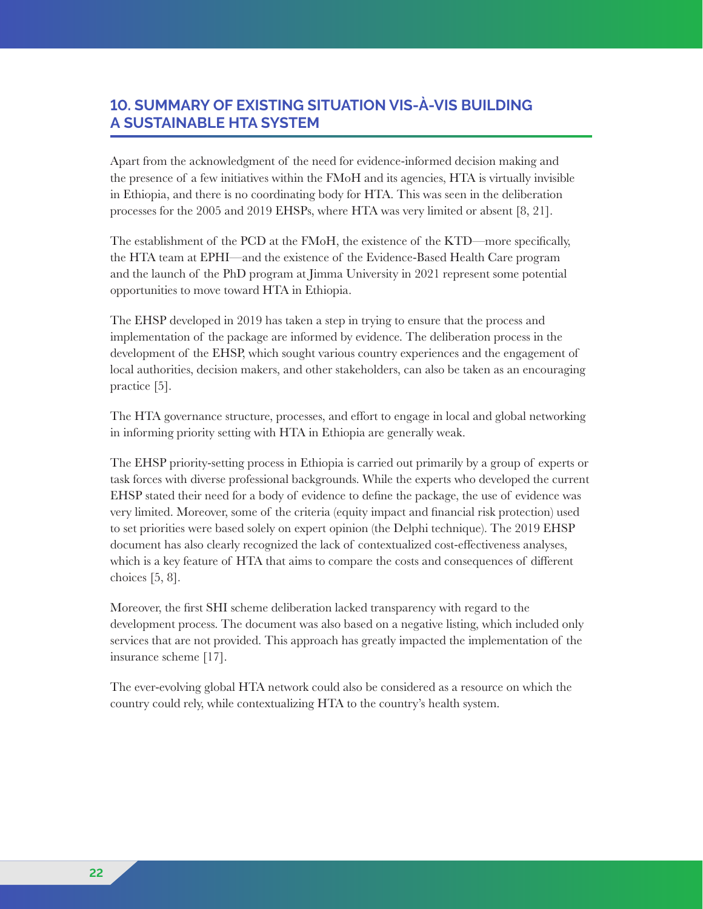## 10. SUMMARY OF EXISTING SITUATION VIS-À-VIS BUILDING A SUSTAINABLE HTA SYSTEM

Apart from the acknowledgment of the need for evidence-informed decision making and the presence of a few initiatives within the FMoH and its agencies, HTA is virtually invisible in Ethiopia, and there is no coordinating body for HTA. This was seen in the deliberation processes for the 2005 and 2019 EHSPs, where HTA was very limited or absent [8, 21].

The establishment of the PCD at the FMoH, the existence of the KTD—more specifically, the HTA team at EPHI—and the existence of the Evidence-Based Health Care program and the launch of the PhD program at Jimma University in 2021 represent some potential opportunities to move toward HTA in Ethiopia.

The EHSP developed in 2019 has taken a step in trying to ensure that the process and implementation of the package are informed by evidence. The deliberation process in the development of the EHSP, which sought various country experiences and the engagement of local authorities, decision makers, and other stakeholders, can also be taken as an encouraging practice [5].

The HTA governance structure, processes, and effort to engage in local and global networking in informing priority setting with HTA in Ethiopia are generally weak.

The EHSP priority-setting process in Ethiopia is carried out primarily by a group of experts or task forces with diverse professional backgrounds. While the experts who developed the current EHSP stated their need for a body of evidence to define the package, the use of evidence was very limited. Moreover, some of the criteria (equity impact and financial risk protection) used to set priorities were based solely on expert opinion (the Delphi technique). The 2019 EHSP document has also clearly recognized the lack of contextualized cost-effectiveness analyses, which is a key feature of HTA that aims to compare the costs and consequences of different choices [5, 8].

Moreover, the first SHI scheme deliberation lacked transparency with regard to the development process. The document was also based on a negative listing, which included only services that are not provided. This approach has greatly impacted the implementation of the insurance scheme [17].

The ever-evolving global HTA network could also be considered as a resource on which the country could rely, while contextualizing HTA to the country's health system.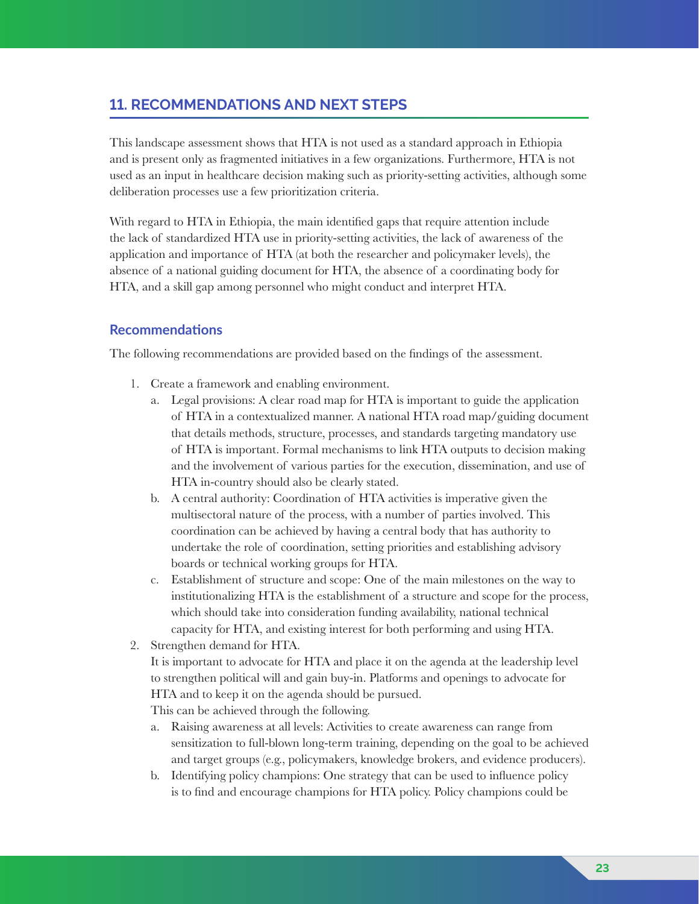## 11. RECOMMENDATIONS AND NEXT STEPS

This landscape assessment shows that HTA is not used as a standard approach in Ethiopia and is present only as fragmented initiatives in a few organizations. Furthermore, HTA is not used as an input in healthcare decision making such as priority-setting activities, although some deliberation processes use a few prioritization criteria.

With regard to HTA in Ethiopia, the main identified gaps that require attention include the lack of standardized HTA use in priority-setting activities, the lack of awareness of the application and importance of HTA (at both the researcher and policymaker levels), the absence of a national guiding document for HTA, the absence of a coordinating body for HTA, and a skill gap among personnel who might conduct and interpret HTA.

### Recommendations

The following recommendations are provided based on the findings of the assessment.

1. Create a framework and enabling environment.
   a. Legal provisions: A clear road map for HTA is important to guide the application of HTA in a contextualized manner. A national HTA road map/guiding document that details methods, structure, processes, and standards targeting mandatory use of HTA is important. Formal mechanisms to link HTA outputs to decision making and the involvement of various parties for the execution, dissemination, and use of HTA in-country should also be clearly stated.
   b. A central authority: Coordination of HTA activities is imperative given the multisectoral nature of the process, with a number of parties involved. This coordination can be achieved by having a central body that has authority to undertake the role of coordination, setting priorities and establishing advisory boards or technical working groups for HTA.
   c. Establishment of structure and scope: One of the main milestones on the way to institutionalizing HTA is the establishment of a structure and scope for the process, which should take into consideration funding availability, national technical capacity for HTA, and existing interest for both performing and using HTA.
2. Strengthen demand for HTA.
   It is important to advocate for HTA and place it on the agenda at the leadership level to strengthen political will and gain buy-in. Platforms and openings to advocate for HTA and to keep it on the agenda should be pursued.
   This can be achieved through the following.
   a. Raising awareness at all levels: Activities to create awareness can range from sensitization to full-blown long-term training, depending on the goal to be achieved and target groups (e.g., policymakers, knowledge brokers, and evidence producers).
   b. Identifying policy champions: One strategy that can be used to influence policy is to find and encourage champions for HTA policy. Policy champions could be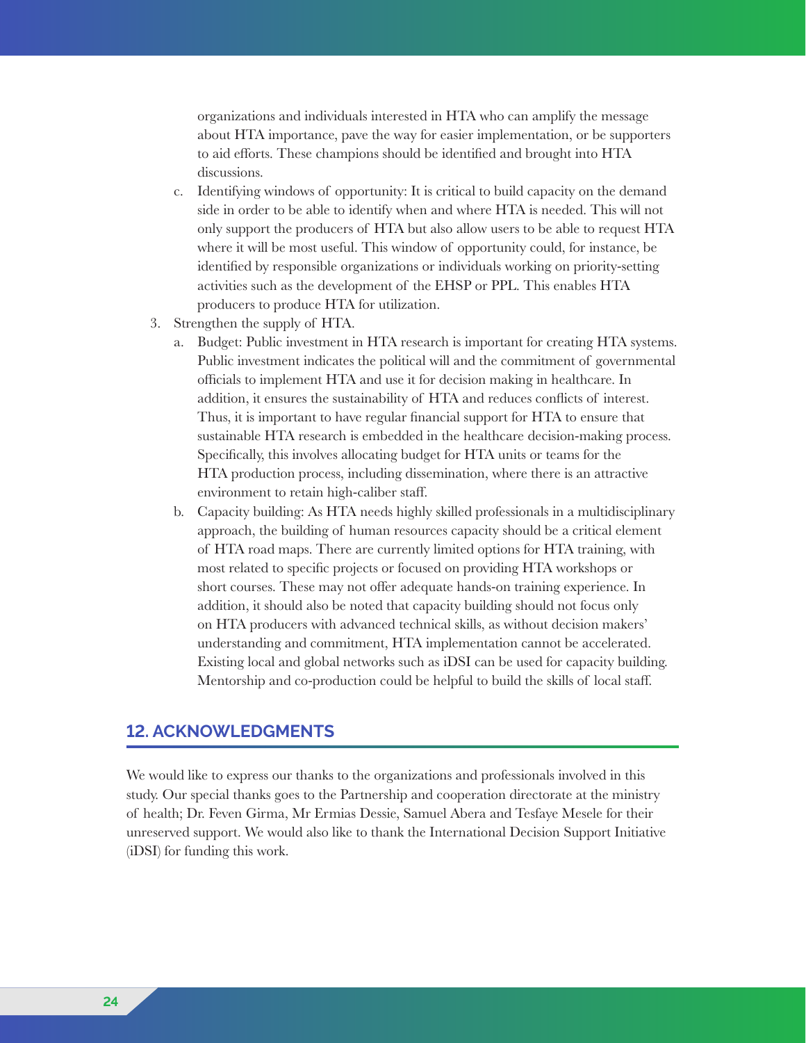organizations and individuals interested in HTA who can amplify the message about HTA importance, pave the way for easier implementation, or be supporters to aid efforts. These champions should be identified and brought into HTA discussions.

   c. Identifying windows of opportunity: It is critical to build capacity on the demand side in order to be able to identify when and where HTA is needed. This will not only support the producers of HTA but also allow users to be able to request HTA where it will be most useful. This window of opportunity could, for instance, be identified by responsible organizations or individuals working on priority-setting activities such as the development of the EHSP or PPL. This enables HTA producers to produce HTA for utilization.

3. Strengthen the supply of HTA.
   a. Budget: Public investment in HTA research is important for creating HTA systems. Public investment indicates the political will and the commitment of governmental officials to implement HTA and use it for decision making in healthcare. In addition, it ensures the sustainability of HTA and reduces conflicts of interest. Thus, it is important to have regular financial support for HTA to ensure that sustainable HTA research is embedded in the healthcare decision-making process. Specifically, this involves allocating budget for HTA units or teams for the HTA production process, including dissemination, where there is an attractive environment to retain high-caliber staff.
   b. Capacity building: As HTA needs highly skilled professionals in a multidisciplinary approach, the building of human resources capacity should be a critical element of HTA road maps. There are currently limited options for HTA training, with most related to specific projects or focused on providing HTA workshops or short courses. These may not offer adequate hands-on training experience. In addition, it should also be noted that capacity building should not focus only on HTA producers with advanced technical skills, as without decision makers' understanding and commitment, HTA implementation cannot be accelerated. Existing local and global networks such as iDSI can be used for capacity building. Mentorship and co-production could be helpful to build the skills of local staff.

## 12. ACKNOWLEDGMENTS

We would like to express our thanks to the organizations and professionals involved in this study. Our special thanks goes to the Partnership and cooperation directorate at the ministry of health; Dr. Feven Girma, Mr Ermias Dessie, Samuel Abera and Tesfaye Mesele for their unreserved support. We would also like to thank the International Decision Support Initiative (iDSI) for funding this work.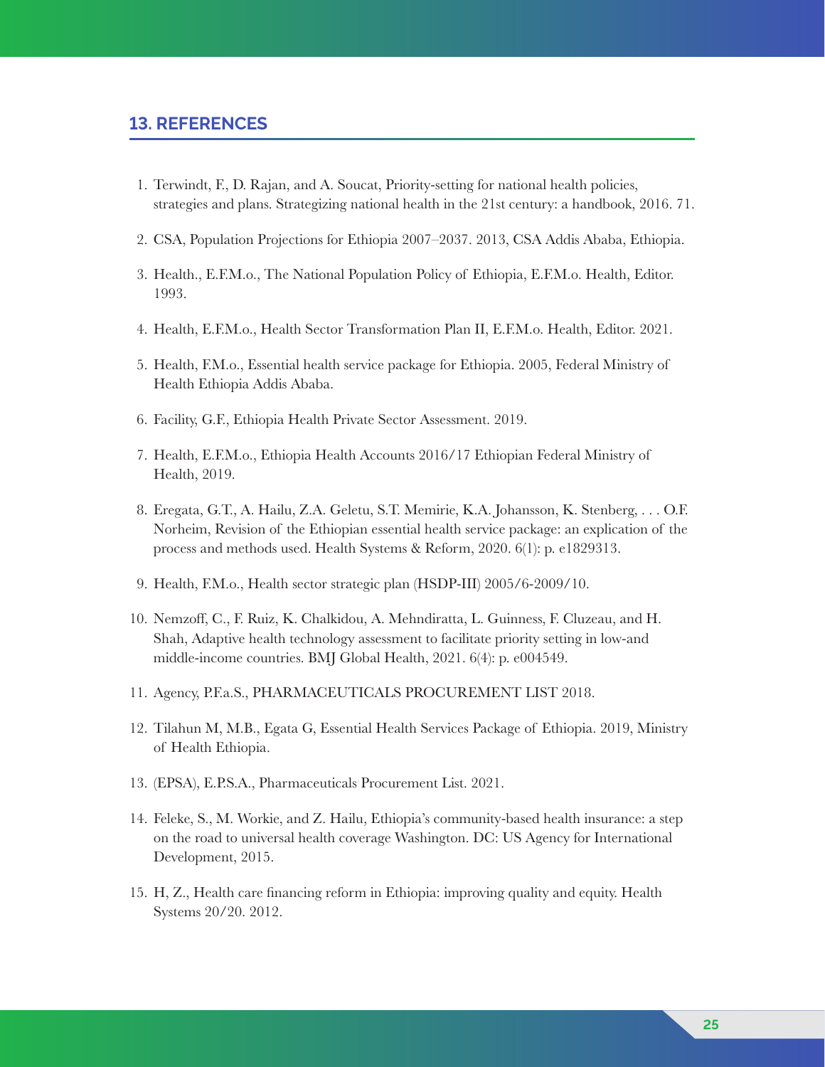## 13. REFERENCES

1. Terwindt, F., D. Rajan, and A. Soucat, Priority-setting for national health policies, strategies and plans. Strategizing national health in the 21st century: a handbook, 2016. 71.
2. CSA, Population Projections for Ethiopia 2007–2037. 2013, CSA Addis Ababa, Ethiopia.
3. Health., E.F.M.o., The National Population Policy of Ethiopia, E.F.M.o. Health, Editor. 1993.
4. Health, E.F.M.o., Health Sector Transformation Plan II, E.F.M.o. Health, Editor. 2021.
5. Health, F.M.o., Essential health service package for Ethiopia. 2005, Federal Ministry of Health Ethiopia Addis Ababa.
6. Facility, G.F., Ethiopia Health Private Sector Assessment. 2019.
7. Health, E.F.M.o., Ethiopia Health Accounts 2016/17 Ethiopian Federal Ministry of Health, 2019.
8. Eregata, G.T., A. Hailu, Z.A. Geletu, S.T. Memirie, K.A. Johansson, K. Stenberg, . . . O.F. Norheim, Revision of the Ethiopian essential health service package: an explication of the process and methods used. Health Systems & Reform, 2020. 6(1): p. e1829313.
9. Health, F.M.o., Health sector strategic plan (HSDP-III) 2005/6-2009/10.
10. Nemzoff, C., F. Ruiz, K. Chalkidou, A. Mehndiratta, L. Guinness, F. Cluzeau, and H. Shah, Adaptive health technology assessment to facilitate priority setting in low-and middle-income countries. BMJ Global Health, 2021. 6(4): p. e004549.
11. Agency, P.F.a.S., PHARMACEUTICALS PROCUREMENT LIST 2018.
12. Tilahun M, M.B., Egata G, Essential Health Services Package of Ethiopia. 2019, Ministry of Health Ethiopia.
13. (EPSA), E.P.S.A., Pharmaceuticals Procurement List. 2021.
14. Feleke, S., M. Workie, and Z. Hailu, Ethiopia's community-based health insurance: a step on the road to universal health coverage Washington. DC: US Agency for International Development, 2015.
15. H, Z., Health care financing reform in Ethiopia: improving quality and equity. Health Systems 20/20. 2012.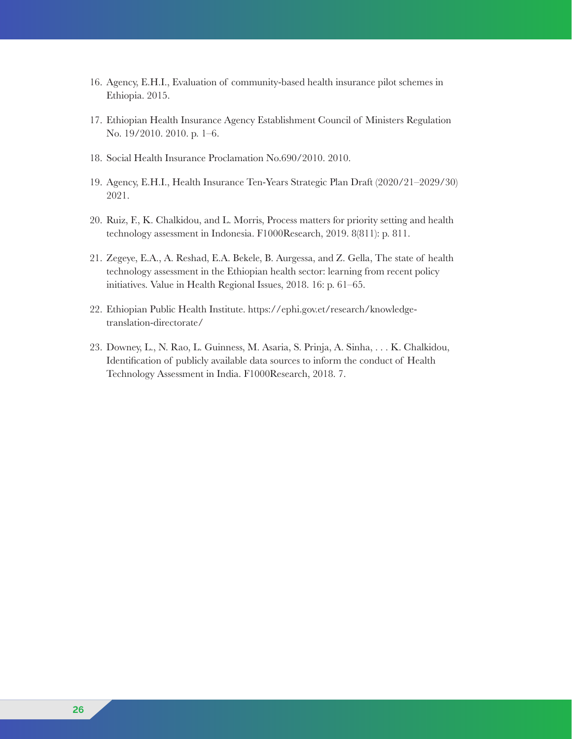16. Agency, E.H.I., Evaluation of community-based health insurance pilot schemes in Ethiopia. 2015.

17. Ethiopian Health Insurance Agency Establishment Council of Ministers Regulation No. 19/2010. 2010. p. 1–6.

18. Social Health Insurance Proclamation No.690/2010. 2010.

19. Agency, E.H.I., Health Insurance Ten-Years Strategic Plan Draft (2020/21–2029/30) 2021.

20. Ruiz, F., K. Chalkidou, and L. Morris, Process matters for priority setting and health technology assessment in Indonesia. F1000Research, 2019. 8(811): p. 811.

21. Zegeye, E.A., A. Reshad, E.A. Bekele, B. Aurgessa, and Z. Gella, The state of health technology assessment in the Ethiopian health sector: learning from recent policy initiatives. Value in Health Regional Issues, 2018. 16: p. 61–65.

22. Ethiopian Public Health Institute. https://ephi.gov.et/research/knowledge-translation-directorate/

23. Downey, L., N. Rao, L. Guinness, M. Asaria, S. Prinja, A. Sinha, . . . K. Chalkidou, Identification of publicly available data sources to inform the conduct of Health Technology Assessment in India. F1000Research, 2018. 7.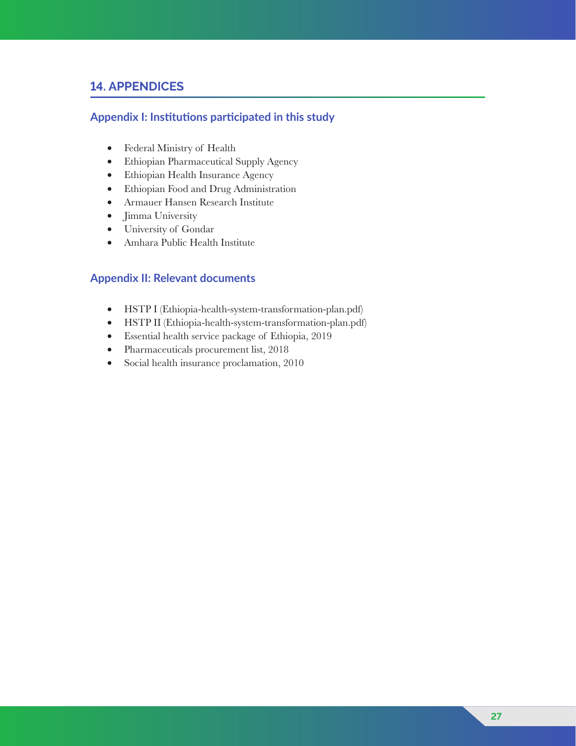# 14. APPENDICES

## Appendix I: Institutions participated in this study

- Federal Ministry of Health
- Ethiopian Pharmaceutical Supply Agency
- Ethiopian Health Insurance Agency
- Ethiopian Food and Drug Administration
- Armauer Hansen Research Institute
- Jimma University
- University of Gondar
- Amhara Public Health Institute

## Appendix II: Relevant documents

- HSTP I (Ethiopia-health-system-transformation-plan.pdf)
- HSTP II (Ethiopia-health-system-transformation-plan.pdf)
- Essential health service package of Ethiopia, 2019
- Pharmaceuticals procurement list, 2018
- Social health insurance proclamation, 2010